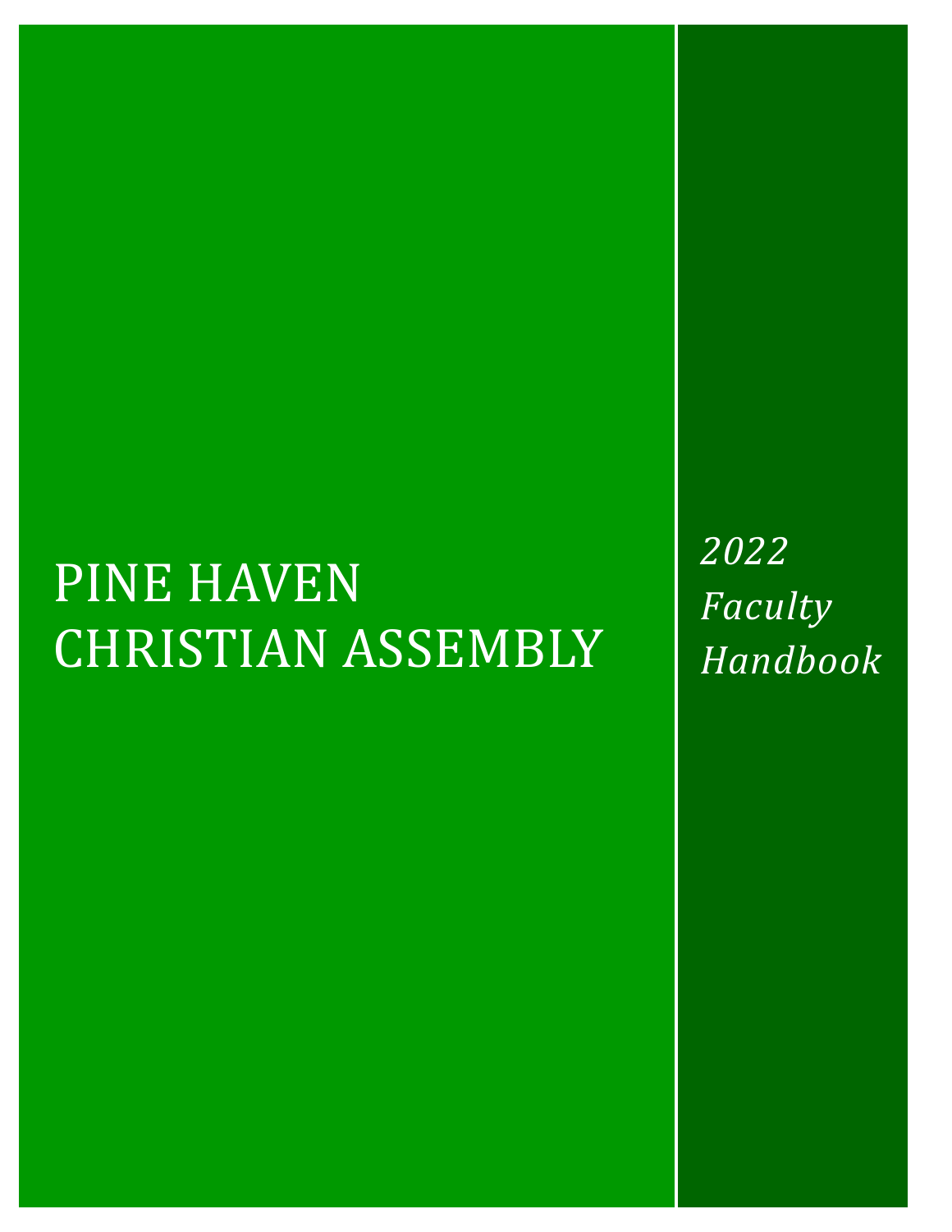# PINE HAVEN CHRISTIAN ASSEMBLY

*2022 Faculty Handbook*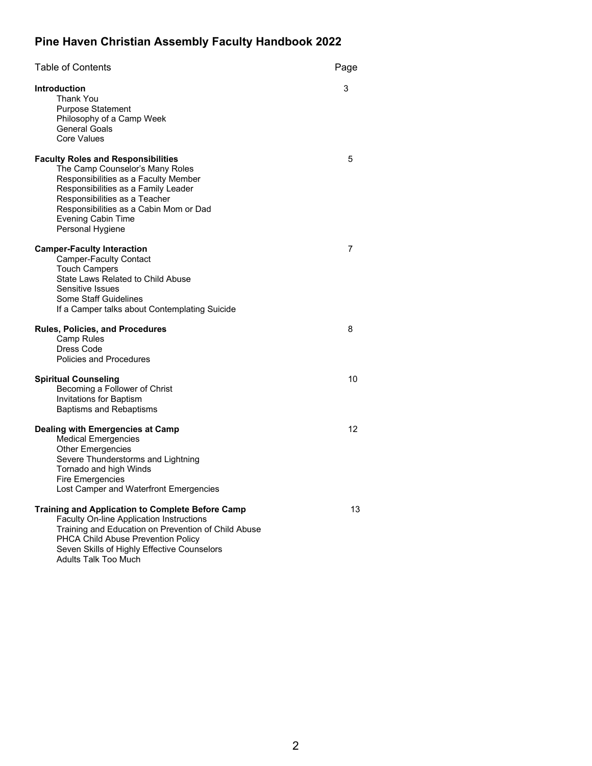# Pine Haven Christian Assembly Faculty Handbook 2022

| Table of Contents | Page |
|---|---|
| **Introduction** | 3 |
| Thank You | |
| Purpose Statement | |
| Philosophy of a Camp Week | |
| General Goals | |
| Core Values | |
| **Faculty Roles and Responsibilities** | 5 |
| The Camp Counselor's Many Roles | |
| Responsibilities as a Faculty Member | |
| Responsibilities as a Family Leader | |
| Responsibilities as a Teacher | |
| Responsibilities as a Cabin Mom or Dad | |
| Evening Cabin Time | |
| Personal Hygiene | |
| **Camper-Faculty Interaction** | 7 |
| Camper-Faculty Contact | |
| Touch Campers | |
| State Laws Related to Child Abuse | |
| Sensitive Issues | |
| Some Staff Guidelines | |
| If a Camper talks about Contemplating Suicide | |
| **Rules, Policies, and Procedures** | 8 |
| Camp Rules | |
| Dress Code | |
| Policies and Procedures | |
| **Spiritual Counseling** | 10 |
| Becoming a Follower of Christ | |
| Invitations for Baptism | |
| Baptisms and Rebaptisms | |
| **Dealing with Emergencies at Camp** | 12 |
| Medical Emergencies | |
| Other Emergencies | |
| Severe Thunderstorms and Lightning | |
| Tornado and high Winds | |
| Fire Emergencies | |
| Lost Camper and Waterfront Emergencies | |
| **Training and Application to Complete Before Camp** | 13 |
| Faculty On-line Application Instructions | |
| Training and Education on Prevention of Child Abuse | |
| PHCA Child Abuse Prevention Policy | |
| Seven Skills of Highly Effective Counselors | |
| Adults Talk Too Much | |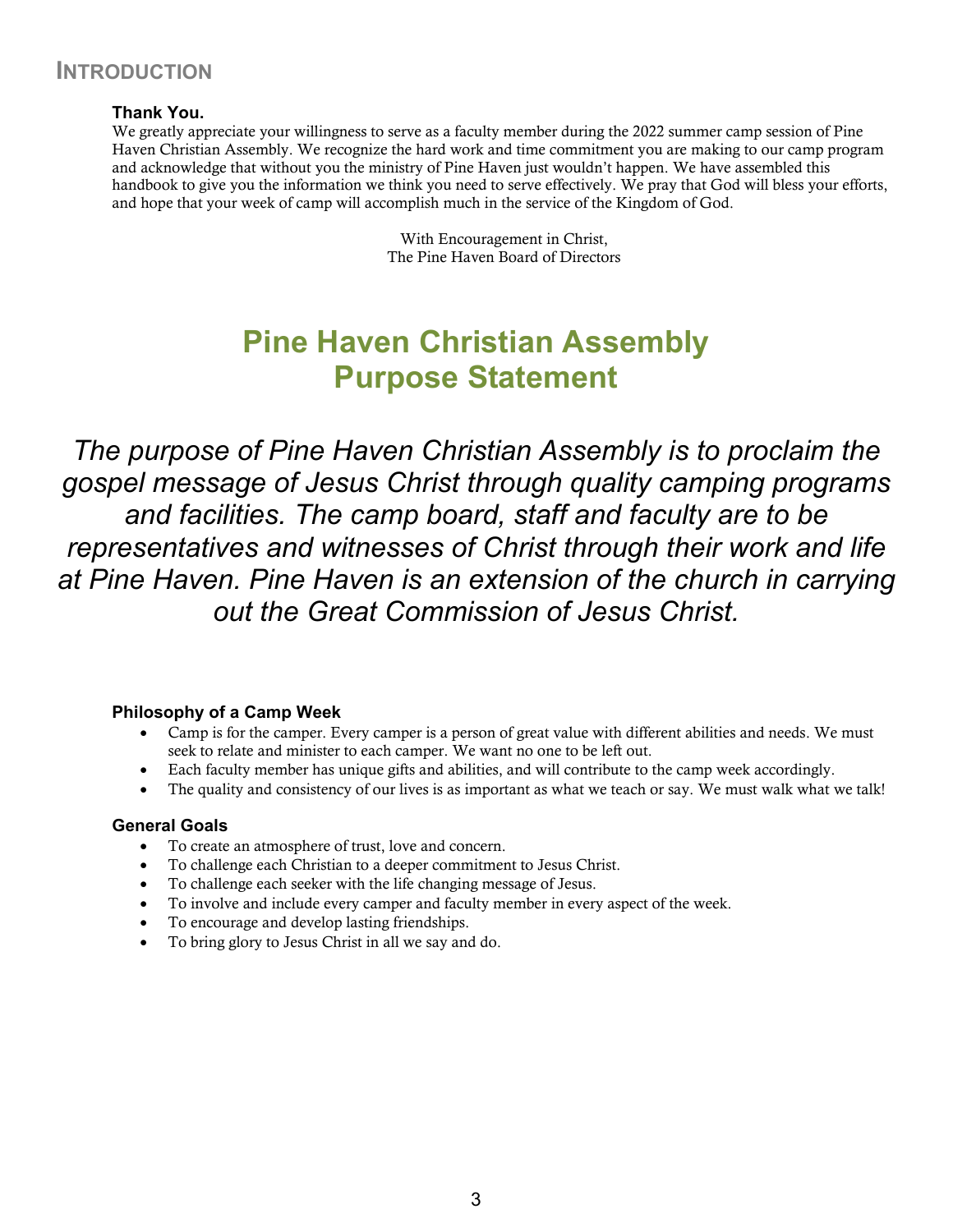## INTRODUCTION

### Thank You.

We greatly appreciate your willingness to serve as a faculty member during the 2022 summer camp session of Pine Haven Christian Assembly. We recognize the hard work and time commitment you are making to our camp program and acknowledge that without you the ministry of Pine Haven just wouldn't happen. We have assembled this handbook to give you the information we think you need to serve effectively. We pray that God will bless your efforts, and hope that your week of camp will accomplish much in the service of the Kingdom of God.

With Encouragement in Christ,
The Pine Haven Board of Directors

# Pine Haven Christian Assembly Purpose Statement

*The purpose of Pine Haven Christian Assembly is to proclaim the gospel message of Jesus Christ through quality camping programs and facilities. The camp board, staff and faculty are to be representatives and witnesses of Christ through their work and life at Pine Haven. Pine Haven is an extension of the church in carrying out the Great Commission of Jesus Christ.*

### Philosophy of a Camp Week

- Camp is for the camper. Every camper is a person of great value with different abilities and needs. We must seek to relate and minister to each camper. We want no one to be left out.
- Each faculty member has unique gifts and abilities, and will contribute to the camp week accordingly.
- The quality and consistency of our lives is as important as what we teach or say. We must walk what we talk!

### General Goals

- To create an atmosphere of trust, love and concern.
- To challenge each Christian to a deeper commitment to Jesus Christ.
- To challenge each seeker with the life changing message of Jesus.
- To involve and include every camper and faculty member in every aspect of the week.
- To encourage and develop lasting friendships.
- To bring glory to Jesus Christ in all we say and do.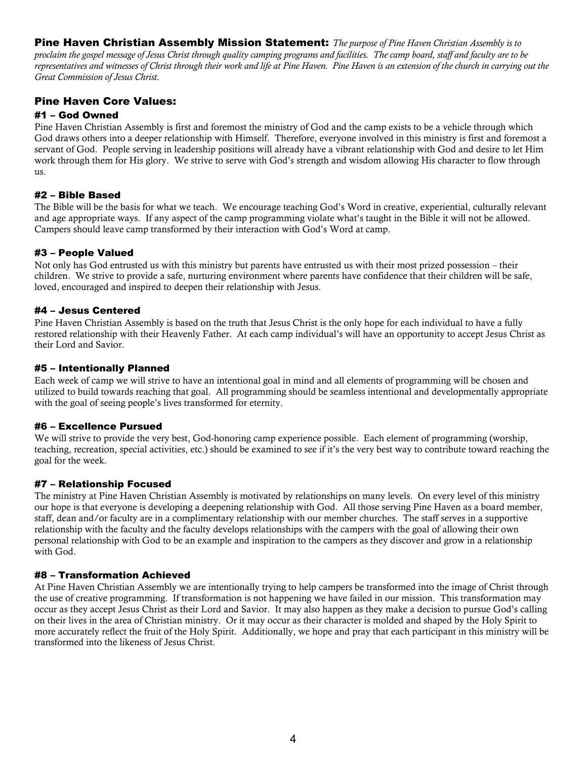**Pine Haven Christian Assembly Mission Statement:** *The purpose of Pine Haven Christian Assembly is to proclaim the gospel message of Jesus Christ through quality camping programs and facilities. The camp board, staff and faculty are to be representatives and witnesses of Christ through their work and life at Pine Haven. Pine Haven is an extension of the church in carrying out the Great Commission of Jesus Christ.*

## Pine Haven Core Values:

### #1 – God Owned

Pine Haven Christian Assembly is first and foremost the ministry of God and the camp exists to be a vehicle through which God draws others into a deeper relationship with Himself. Therefore, everyone involved in this ministry is first and foremost a servant of God. People serving in leadership positions will already have a vibrant relationship with God and desire to let Him work through them for His glory. We strive to serve with God's strength and wisdom allowing His character to flow through us.

### #2 – Bible Based

The Bible will be the basis for what we teach. We encourage teaching God's Word in creative, experiential, culturally relevant and age appropriate ways. If any aspect of the camp programming violate what's taught in the Bible it will not be allowed. Campers should leave camp transformed by their interaction with God's Word at camp.

### #3 – People Valued

Not only has God entrusted us with this ministry but parents have entrusted us with their most prized possession – their children. We strive to provide a safe, nurturing environment where parents have confidence that their children will be safe, loved, encouraged and inspired to deepen their relationship with Jesus.

### #4 – Jesus Centered

Pine Haven Christian Assembly is based on the truth that Jesus Christ is the only hope for each individual to have a fully restored relationship with their Heavenly Father. At each camp individual's will have an opportunity to accept Jesus Christ as their Lord and Savior.

### #5 – Intentionally Planned

Each week of camp we will strive to have an intentional goal in mind and all elements of programming will be chosen and utilized to build towards reaching that goal. All programming should be seamless intentional and developmentally appropriate with the goal of seeing people's lives transformed for eternity.

### #6 – Excellence Pursued

We will strive to provide the very best, God-honoring camp experience possible. Each element of programming (worship, teaching, recreation, special activities, etc.) should be examined to see if it's the very best way to contribute toward reaching the goal for the week.

### #7 – Relationship Focused

The ministry at Pine Haven Christian Assembly is motivated by relationships on many levels. On every level of this ministry our hope is that everyone is developing a deepening relationship with God. All those serving Pine Haven as a board member, staff, dean and/or faculty are in a complimentary relationship with our member churches. The staff serves in a supportive relationship with the faculty and the faculty develops relationships with the campers with the goal of allowing their own personal relationship with God to be an example and inspiration to the campers as they discover and grow in a relationship with God.

### #8 – Transformation Achieved

At Pine Haven Christian Assembly we are intentionally trying to help campers be transformed into the image of Christ through the use of creative programming. If transformation is not happening we have failed in our mission. This transformation may occur as they accept Jesus Christ as their Lord and Savior. It may also happen as they make a decision to pursue God's calling on their lives in the area of Christian ministry. Or it may occur as their character is molded and shaped by the Holy Spirit to more accurately reflect the fruit of the Holy Spirit. Additionally, we hope and pray that each participant in this ministry will be transformed into the likeness of Jesus Christ.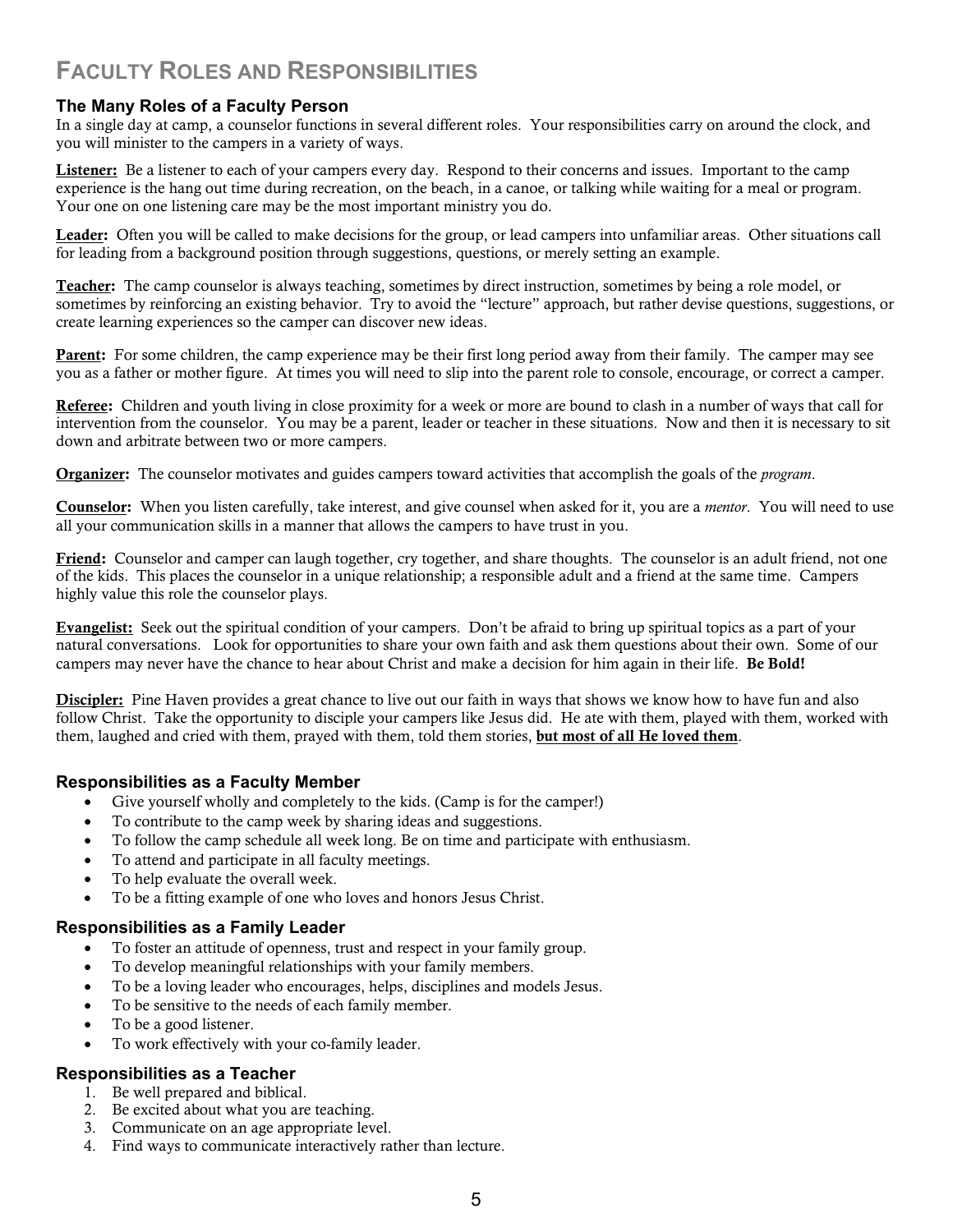# Faculty Roles and Responsibilities

### The Many Roles of a Faculty Person

In a single day at camp, a counselor functions in several different roles. Your responsibilities carry on around the clock, and you will minister to the campers in a variety of ways.

**Listener:** Be a listener to each of your campers every day. Respond to their concerns and issues. Important to the camp experience is the hang out time during recreation, on the beach, in a canoe, or talking while waiting for a meal or program. Your one on one listening care may be the most important ministry you do.

**Leader:** Often you will be called to make decisions for the group, or lead campers into unfamiliar areas. Other situations call for leading from a background position through suggestions, questions, or merely setting an example.

**Teacher:** The camp counselor is always teaching, sometimes by direct instruction, sometimes by being a role model, or sometimes by reinforcing an existing behavior. Try to avoid the "lecture" approach, but rather devise questions, suggestions, or create learning experiences so the camper can discover new ideas.

**Parent:** For some children, the camp experience may be their first long period away from their family. The camper may see you as a father or mother figure. At times you will need to slip into the parent role to console, encourage, or correct a camper.

**Referee:** Children and youth living in close proximity for a week or more are bound to clash in a number of ways that call for intervention from the counselor. You may be a parent, leader or teacher in these situations. Now and then it is necessary to sit down and arbitrate between two or more campers.

**Organizer:** The counselor motivates and guides campers toward activities that accomplish the goals of the *program*.

**Counselor:** When you listen carefully, take interest, and give counsel when asked for it, you are a *mentor*. You will need to use all your communication skills in a manner that allows the campers to have trust in you.

**Friend:** Counselor and camper can laugh together, cry together, and share thoughts. The counselor is an adult friend, not one of the kids. This places the counselor in a unique relationship; a responsible adult and a friend at the same time. Campers highly value this role the counselor plays.

**Evangelist:** Seek out the spiritual condition of your campers. Don't be afraid to bring up spiritual topics as a part of your natural conversations. Look for opportunities to share your own faith and ask them questions about their own. Some of our campers may never have the chance to hear about Christ and make a decision for him again in their life. **Be Bold!**

**Discipler:** Pine Haven provides a great chance to live out our faith in ways that shows we know how to have fun and also follow Christ. Take the opportunity to disciple your campers like Jesus did. He ate with them, played with them, worked with them, laughed and cried with them, prayed with them, told them stories, **but most of all He loved them**.

### Responsibilities as a Faculty Member

- Give yourself wholly and completely to the kids. (Camp is for the camper!)
- To contribute to the camp week by sharing ideas and suggestions.
- To follow the camp schedule all week long. Be on time and participate with enthusiasm.
- To attend and participate in all faculty meetings.
- To help evaluate the overall week.
- To be a fitting example of one who loves and honors Jesus Christ.

### Responsibilities as a Family Leader

- To foster an attitude of openness, trust and respect in your family group.
- To develop meaningful relationships with your family members.
- To be a loving leader who encourages, helps, disciplines and models Jesus.
- To be sensitive to the needs of each family member.
- To be a good listener.
- To work effectively with your co-family leader.

### Responsibilities as a Teacher

1. Be well prepared and biblical.
2. Be excited about what you are teaching.
3. Communicate on an age appropriate level.
4. Find ways to communicate interactively rather than lecture.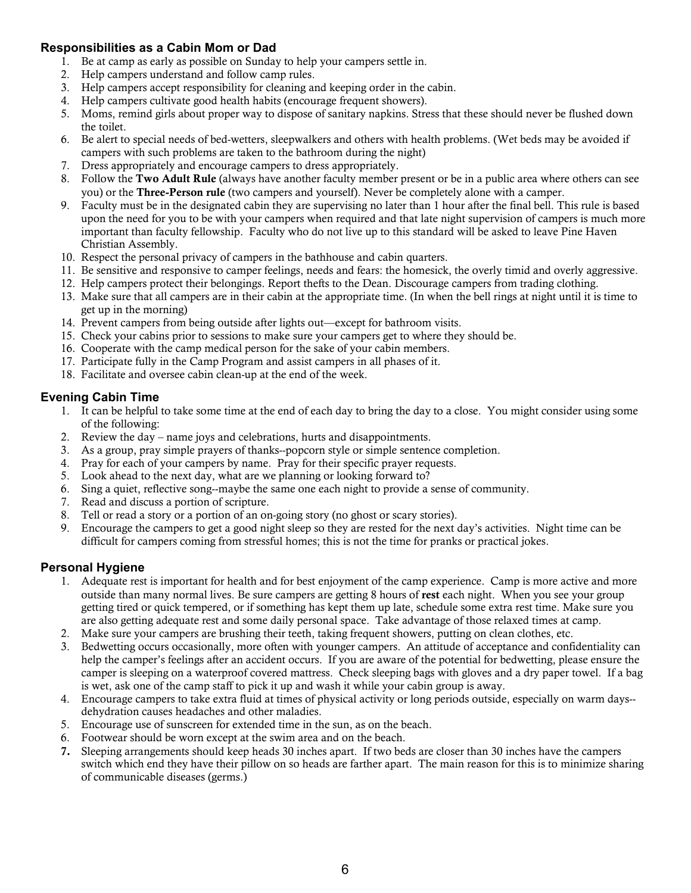### Responsibilities as a Cabin Mom or Dad

1. Be at camp as early as possible on Sunday to help your campers settle in.
2. Help campers understand and follow camp rules.
3. Help campers accept responsibility for cleaning and keeping order in the cabin.
4. Help campers cultivate good health habits (encourage frequent showers).
5. Moms, remind girls about proper way to dispose of sanitary napkins. Stress that these should never be flushed down the toilet.
6. Be alert to special needs of bed-wetters, sleepwalkers and others with health problems. (Wet beds may be avoided if campers with such problems are taken to the bathroom during the night)
7. Dress appropriately and encourage campers to dress appropriately.
8. Follow the **Two Adult Rule** (always have another faculty member present or be in a public area where others can see you) or the **Three-Person rule** (two campers and yourself). Never be completely alone with a camper.
9. Faculty must be in the designated cabin they are supervising no later than 1 hour after the final bell. This rule is based upon the need for you to be with your campers when required and that late night supervision of campers is much more important than faculty fellowship. Faculty who do not live up to this standard will be asked to leave Pine Haven Christian Assembly.
10. Respect the personal privacy of campers in the bathhouse and cabin quarters.
11. Be sensitive and responsive to camper feelings, needs and fears: the homesick, the overly timid and overly aggressive.
12. Help campers protect their belongings. Report thefts to the Dean. Discourage campers from trading clothing.
13. Make sure that all campers are in their cabin at the appropriate time. (In when the bell rings at night until it is time to get up in the morning)
14. Prevent campers from being outside after lights out—except for bathroom visits.
15. Check your cabins prior to sessions to make sure your campers get to where they should be.
16. Cooperate with the camp medical person for the sake of your cabin members.
17. Participate fully in the Camp Program and assist campers in all phases of it.
18. Facilitate and oversee cabin clean-up at the end of the week.

### Evening Cabin Time

1. It can be helpful to take some time at the end of each day to bring the day to a close. You might consider using some of the following:
2. Review the day – name joys and celebrations, hurts and disappointments.
3. As a group, pray simple prayers of thanks--popcorn style or simple sentence completion.
4. Pray for each of your campers by name. Pray for their specific prayer requests.
5. Look ahead to the next day, what are we planning or looking forward to?
6. Sing a quiet, reflective song--maybe the same one each night to provide a sense of community.
7. Read and discuss a portion of scripture.
8. Tell or read a story or a portion of an on-going story (no ghost or scary stories).
9. Encourage the campers to get a good night sleep so they are rested for the next day's activities. Night time can be difficult for campers coming from stressful homes; this is not the time for pranks or practical jokes.

### Personal Hygiene

1. Adequate rest is important for health and for best enjoyment of the camp experience. Camp is more active and more outside than many normal lives. Be sure campers are getting 8 hours of **rest** each night. When you see your group getting tired or quick tempered, or if something has kept them up late, schedule some extra rest time. Make sure you are also getting adequate rest and some daily personal space. Take advantage of those relaxed times at camp.
2. Make sure your campers are brushing their teeth, taking frequent showers, putting on clean clothes, etc.
3. Bedwetting occurs occasionally, more often with younger campers. An attitude of acceptance and confidentiality can help the camper's feelings after an accident occurs. If you are aware of the potential for bedwetting, please ensure the camper is sleeping on a waterproof covered mattress. Check sleeping bags with gloves and a dry paper towel. If a bag is wet, ask one of the camp staff to pick it up and wash it while your cabin group is away.
4. Encourage campers to take extra fluid at times of physical activity or long periods outside, especially on warm days--dehydration causes headaches and other maladies.
5. Encourage use of sunscreen for extended time in the sun, as on the beach.
6. Footwear should be worn except at the swim area and on the beach.
7. Sleeping arrangements should keep heads 30 inches apart. If two beds are closer than 30 inches have the campers switch which end they have their pillow on so heads are farther apart. The main reason for this is to minimize sharing of communicable diseases (germs.)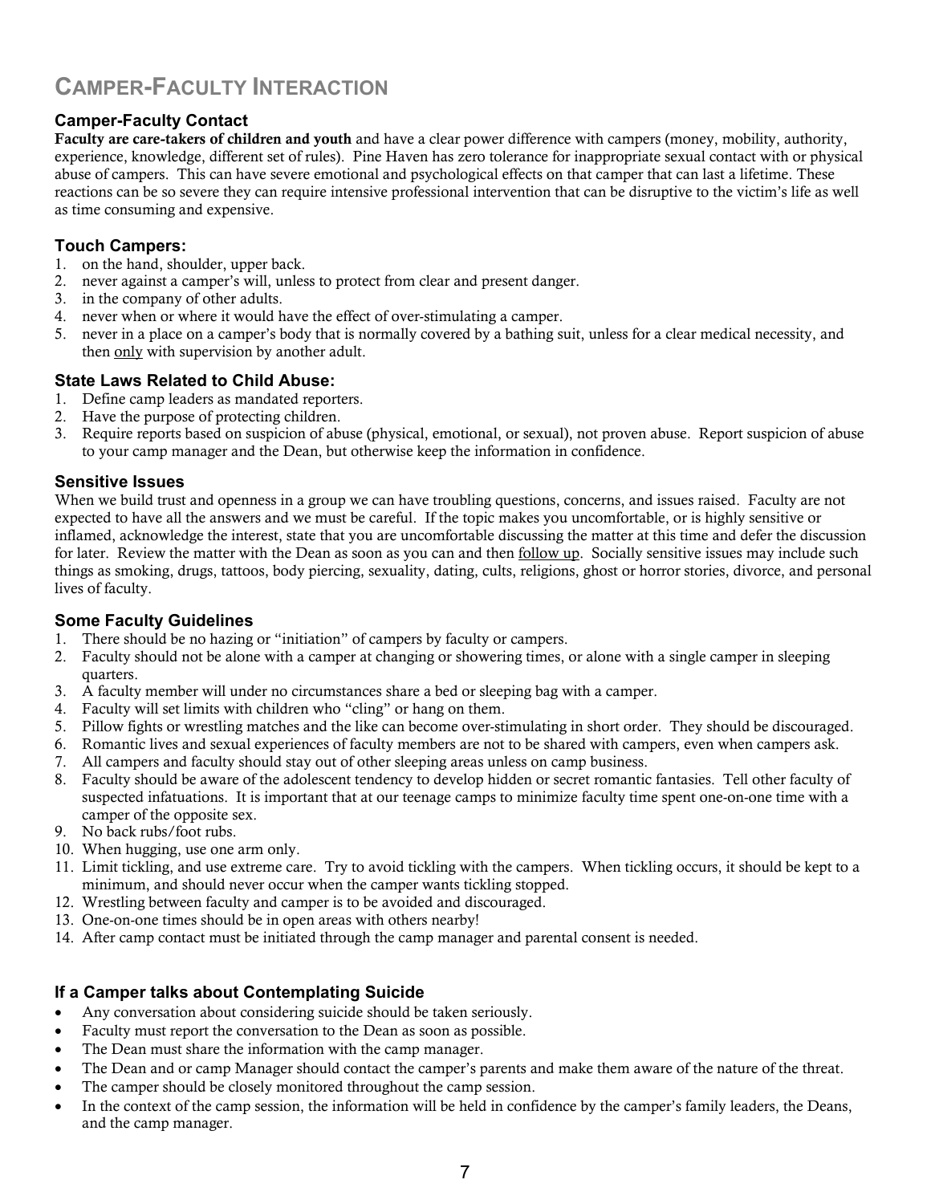# CAMPER-FACULTY INTERACTION

### Camper-Faculty Contact

**Faculty are care-takers of children and youth** and have a clear power difference with campers (money, mobility, authority, experience, knowledge, different set of rules). Pine Haven has zero tolerance for inappropriate sexual contact with or physical abuse of campers. This can have severe emotional and psychological effects on that camper that can last a lifetime. These reactions can be so severe they can require intensive professional intervention that can be disruptive to the victim's life as well as time consuming and expensive.

### Touch Campers:

1. on the hand, shoulder, upper back.
2. never against a camper's will, unless to protect from clear and present danger.
3. in the company of other adults.
4. never when or where it would have the effect of over-stimulating a camper.
5. never in a place on a camper's body that is normally covered by a bathing suit, unless for a clear medical necessity, and then <u>only</u> with supervision by another adult.

### State Laws Related to Child Abuse:

1. Define camp leaders as mandated reporters.
2. Have the purpose of protecting children.
3. Require reports based on suspicion of abuse (physical, emotional, or sexual), not proven abuse. Report suspicion of abuse to your camp manager and the Dean, but otherwise keep the information in confidence.

### Sensitive Issues

When we build trust and openness in a group we can have troubling questions, concerns, and issues raised. Faculty are not expected to have all the answers and we must be careful. If the topic makes you uncomfortable, or is highly sensitive or inflamed, acknowledge the interest, state that you are uncomfortable discussing the matter at this time and defer the discussion for later. Review the matter with the Dean as soon as you can and then <u>follow up</u>. Socially sensitive issues may include such things as smoking, drugs, tattoos, body piercing, sexuality, dating, cults, religions, ghost or horror stories, divorce, and personal lives of faculty.

### Some Faculty Guidelines

1. There should be no hazing or "initiation" of campers by faculty or campers.
2. Faculty should not be alone with a camper at changing or showering times, or alone with a single camper in sleeping quarters.
3. A faculty member will under no circumstances share a bed or sleeping bag with a camper.
4. Faculty will set limits with children who "cling" or hang on them.
5. Pillow fights or wrestling matches and the like can become over-stimulating in short order. They should be discouraged.
6. Romantic lives and sexual experiences of faculty members are not to be shared with campers, even when campers ask.
7. All campers and faculty should stay out of other sleeping areas unless on camp business.
8. Faculty should be aware of the adolescent tendency to develop hidden or secret romantic fantasies. Tell other faculty of suspected infatuations. It is important that at our teenage camps to minimize faculty time spent one-on-one time with a camper of the opposite sex.
9. No back rubs/foot rubs.
10. When hugging, use one arm only.
11. Limit tickling, and use extreme care. Try to avoid tickling with the campers. When tickling occurs, it should be kept to a minimum, and should never occur when the camper wants tickling stopped.
12. Wrestling between faculty and camper is to be avoided and discouraged.
13. One-on-one times should be in open areas with others nearby!
14. After camp contact must be initiated through the camp manager and parental consent is needed.

### If a Camper talks about Contemplating Suicide

- Any conversation about considering suicide should be taken seriously.
- Faculty must report the conversation to the Dean as soon as possible.
- The Dean must share the information with the camp manager.
- The Dean and or camp Manager should contact the camper's parents and make them aware of the nature of the threat.
- The camper should be closely monitored throughout the camp session.
- In the context of the camp session, the information will be held in confidence by the camper's family leaders, the Deans, and the camp manager.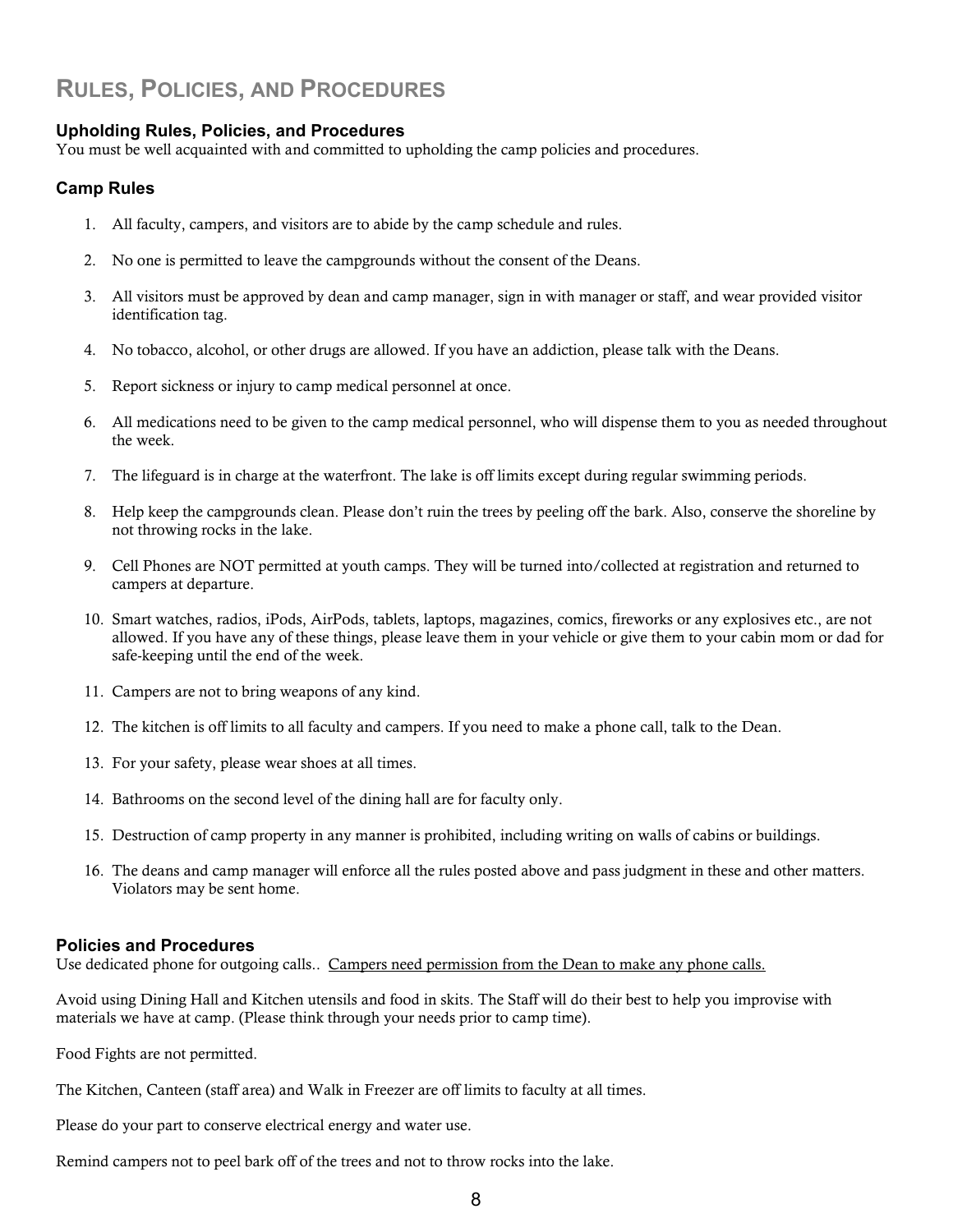# Rules, Policies, and Procedures

### Upholding Rules, Policies, and Procedures

You must be well acquainted with and committed to upholding the camp policies and procedures.

### Camp Rules

1. All faculty, campers, and visitors are to abide by the camp schedule and rules.
2. No one is permitted to leave the campgrounds without the consent of the Deans.
3. All visitors must be approved by dean and camp manager, sign in with manager or staff, and wear provided visitor identification tag.
4. No tobacco, alcohol, or other drugs are allowed. If you have an addiction, please talk with the Deans.
5. Report sickness or injury to camp medical personnel at once.
6. All medications need to be given to the camp medical personnel, who will dispense them to you as needed throughout the week.
7. The lifeguard is in charge at the waterfront. The lake is off limits except during regular swimming periods.
8. Help keep the campgrounds clean. Please don't ruin the trees by peeling off the bark. Also, conserve the shoreline by not throwing rocks in the lake.
9. Cell Phones are NOT permitted at youth camps. They will be turned into/collected at registration and returned to campers at departure.
10. Smart watches, radios, iPods, AirPods, tablets, laptops, magazines, comics, fireworks or any explosives etc., are not allowed. If you have any of these things, please leave them in your vehicle or give them to your cabin mom or dad for safe-keeping until the end of the week.
11. Campers are not to bring weapons of any kind.
12. The kitchen is off limits to all faculty and campers. If you need to make a phone call, talk to the Dean.
13. For your safety, please wear shoes at all times.
14. Bathrooms on the second level of the dining hall are for faculty only.
15. Destruction of camp property in any manner is prohibited, including writing on walls of cabins or buildings.
16. The deans and camp manager will enforce all the rules posted above and pass judgment in these and other matters. Violators may be sent home.

### Policies and Procedures

Use dedicated phone for outgoing calls.. <u>Campers need permission from the Dean to make any phone calls.</u>

Avoid using Dining Hall and Kitchen utensils and food in skits. The Staff will do their best to help you improvise with materials we have at camp. (Please think through your needs prior to camp time).

Food Fights are not permitted.

The Kitchen, Canteen (staff area) and Walk in Freezer are off limits to faculty at all times.

Please do your part to conserve electrical energy and water use.

Remind campers not to peel bark off of the trees and not to throw rocks into the lake.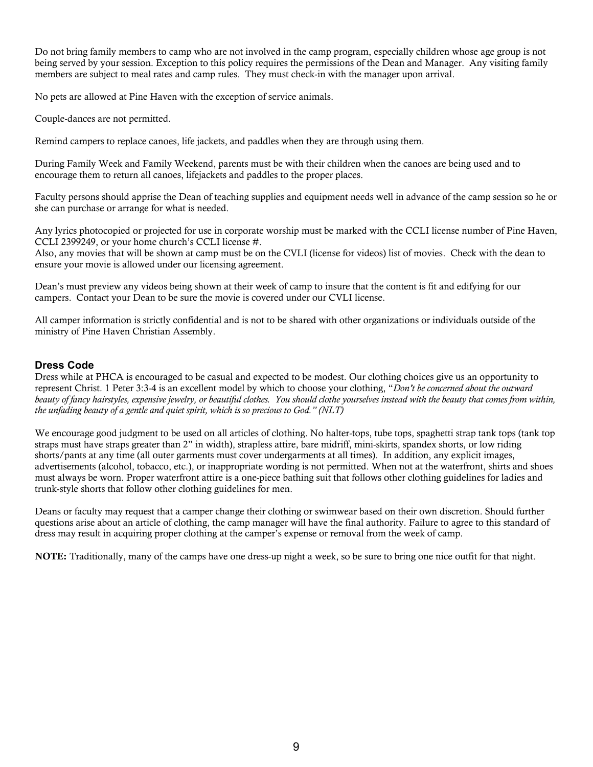Do not bring family members to camp who are not involved in the camp program, especially children whose age group is not being served by your session. Exception to this policy requires the permissions of the Dean and Manager. Any visiting family members are subject to meal rates and camp rules. They must check-in with the manager upon arrival.

No pets are allowed at Pine Haven with the exception of service animals.

Couple-dances are not permitted.

Remind campers to replace canoes, life jackets, and paddles when they are through using them.

During Family Week and Family Weekend, parents must be with their children when the canoes are being used and to encourage them to return all canoes, lifejackets and paddles to the proper places.

Faculty persons should apprise the Dean of teaching supplies and equipment needs well in advance of the camp session so he or she can purchase or arrange for what is needed.

Any lyrics photocopied or projected for use in corporate worship must be marked with the CCLI license number of Pine Haven, CCLI 2399249, or your home church's CCLI license #.
Also, any movies that will be shown at camp must be on the CVLI (license for videos) list of movies. Check with the dean to ensure your movie is allowed under our licensing agreement.

Dean's must preview any videos being shown at their week of camp to insure that the content is fit and edifying for our campers. Contact your Dean to be sure the movie is covered under our CVLI license.

All camper information is strictly confidential and is not to be shared with other organizations or individuals outside of the ministry of Pine Haven Christian Assembly.

### Dress Code

Dress while at PHCA is encouraged to be casual and expected to be modest. Our clothing choices give us an opportunity to represent Christ. 1 Peter 3:3-4 is an excellent model by which to choose your clothing, "*Don't be concerned about the outward beauty of fancy hairstyles, expensive jewelry, or beautiful clothes. You should clothe yourselves instead with the beauty that comes from within, the unfading beauty of a gentle and quiet spirit, which is so precious to God." (NLT)*

We encourage good judgment to be used on all articles of clothing. No halter-tops, tube tops, spaghetti strap tank tops (tank top straps must have straps greater than 2" in width), strapless attire, bare midriff, mini-skirts, spandex shorts, or low riding shorts/pants at any time (all outer garments must cover undergarments at all times). In addition, any explicit images, advertisements (alcohol, tobacco, etc.), or inappropriate wording is not permitted. When not at the waterfront, shirts and shoes must always be worn. Proper waterfront attire is a one-piece bathing suit that follows other clothing guidelines for ladies and trunk-style shorts that follow other clothing guidelines for men.

Deans or faculty may request that a camper change their clothing or swimwear based on their own discretion. Should further questions arise about an article of clothing, the camp manager will have the final authority. Failure to agree to this standard of dress may result in acquiring proper clothing at the camper's expense or removal from the week of camp.

**NOTE:** Traditionally, many of the camps have one dress-up night a week, so be sure to bring one nice outfit for that night.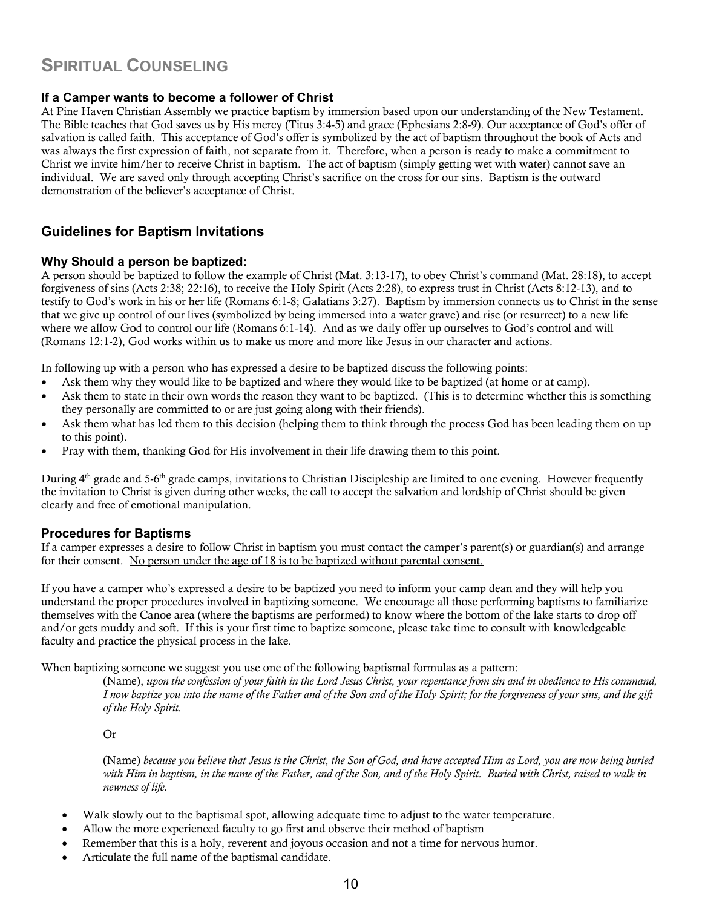# SPIRITUAL COUNSELING

### If a Camper wants to become a follower of Christ

At Pine Haven Christian Assembly we practice baptism by immersion based upon our understanding of the New Testament. The Bible teaches that God saves us by His mercy (Titus 3:4-5) and grace (Ephesians 2:8-9). Our acceptance of God's offer of salvation is called faith. This acceptance of God's offer is symbolized by the act of baptism throughout the book of Acts and was always the first expression of faith, not separate from it. Therefore, when a person is ready to make a commitment to Christ we invite him/her to receive Christ in baptism. The act of baptism (simply getting wet with water) cannot save an individual. We are saved only through accepting Christ's sacrifice on the cross for our sins. Baptism is the outward demonstration of the believer's acceptance of Christ.

## Guidelines for Baptism Invitations

### Why Should a person be baptized:

A person should be baptized to follow the example of Christ (Mat. 3:13-17), to obey Christ's command (Mat. 28:18), to accept forgiveness of sins (Acts 2:38; 22:16), to receive the Holy Spirit (Acts 2:28), to express trust in Christ (Acts 8:12-13), and to testify to God's work in his or her life (Romans 6:1-8; Galatians 3:27). Baptism by immersion connects us to Christ in the sense that we give up control of our lives (symbolized by being immersed into a water grave) and rise (or resurrect) to a new life where we allow God to control our life (Romans 6:1-14). And as we daily offer up ourselves to God's control and will (Romans 12:1-2), God works within us to make us more and more like Jesus in our character and actions.

In following up with a person who has expressed a desire to be baptized discuss the following points:

- Ask them why they would like to be baptized and where they would like to be baptized (at home or at camp).
- Ask them to state in their own words the reason they want to be baptized. (This is to determine whether this is something they personally are committed to or are just going along with their friends).
- Ask them what has led them to this decision (helping them to think through the process God has been leading them on up to this point).
- Pray with them, thanking God for His involvement in their life drawing them to this point.

During 4th grade and 5-6th grade camps, invitations to Christian Discipleship are limited to one evening. However frequently the invitation to Christ is given during other weeks, the call to accept the salvation and lordship of Christ should be given clearly and free of emotional manipulation.

### Procedures for Baptisms

If a camper expresses a desire to follow Christ in baptism you must contact the camper's parent(s) or guardian(s) and arrange for their consent. <u>No person under the age of 18 is to be baptized without parental consent.</u>

If you have a camper who's expressed a desire to be baptized you need to inform your camp dean and they will help you understand the proper procedures involved in baptizing someone. We encourage all those performing baptisms to familiarize themselves with the Canoe area (where the baptisms are performed) to know where the bottom of the lake starts to drop off and/or gets muddy and soft. If this is your first time to baptize someone, please take time to consult with knowledgeable faculty and practice the physical process in the lake.

When baptizing someone we suggest you use one of the following baptismal formulas as a pattern:

> (Name), *upon the confession of your faith in the Lord Jesus Christ, your repentance from sin and in obedience to His command, I now baptize you into the name of the Father and of the Son and of the Holy Spirit; for the forgiveness of your sins, and the gift of the Holy Spirit.*
>
> Or
>
> (Name) *because you believe that Jesus is the Christ, the Son of God, and have accepted Him as Lord, you are now being buried with Him in baptism, in the name of the Father, and of the Son, and of the Holy Spirit. Buried with Christ, raised to walk in newness of life.*

- Walk slowly out to the baptismal spot, allowing adequate time to adjust to the water temperature.
- Allow the more experienced faculty to go first and observe their method of baptism
- Remember that this is a holy, reverent and joyous occasion and not a time for nervous humor.
- Articulate the full name of the baptismal candidate.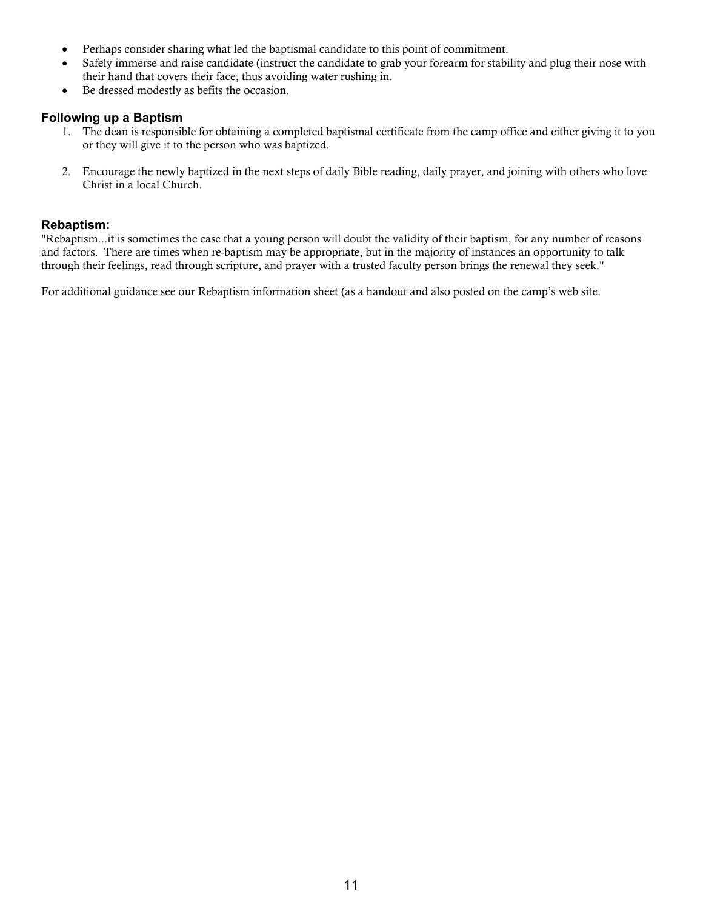- Perhaps consider sharing what led the baptismal candidate to this point of commitment.
- Safely immerse and raise candidate (instruct the candidate to grab your forearm for stability and plug their nose with their hand that covers their face, thus avoiding water rushing in.
- Be dressed modestly as befits the occasion.

### Following up a Baptism

1. The dean is responsible for obtaining a completed baptismal certificate from the camp office and either giving it to you or they will give it to the person who was baptized.

2. Encourage the newly baptized in the next steps of daily Bible reading, daily prayer, and joining with others who love Christ in a local Church.

### Rebaptism:

"Rebaptism...it is sometimes the case that a young person will doubt the validity of their baptism, for any number of reasons and factors. There are times when re-baptism may be appropriate, but in the majority of instances an opportunity to talk through their feelings, read through scripture, and prayer with a trusted faculty person brings the renewal they seek."

For additional guidance see our Rebaptism information sheet (as a handout and also posted on the camp's web site.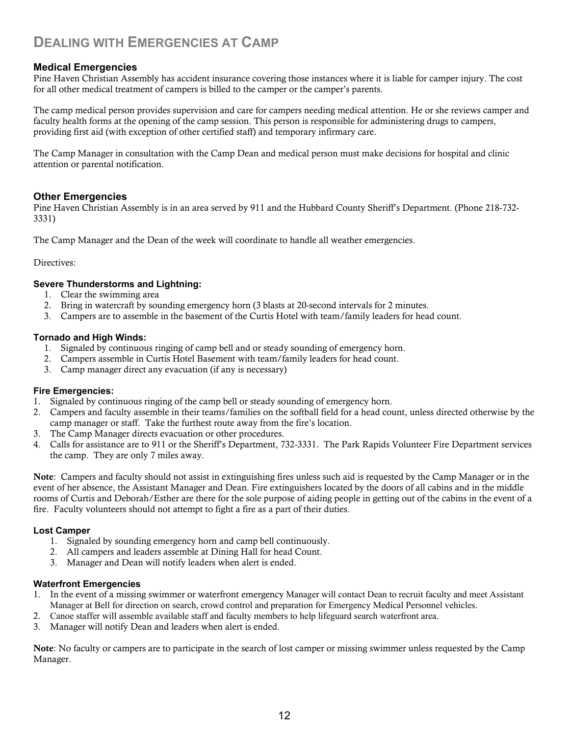# Dealing with Emergencies at Camp

### Medical Emergencies

Pine Haven Christian Assembly has accident insurance covering those instances where it is liable for camper injury. The cost for all other medical treatment of campers is billed to the camper or the camper's parents.

The camp medical person provides supervision and care for campers needing medical attention. He or she reviews camper and faculty health forms at the opening of the camp session. This person is responsible for administering drugs to campers, providing first aid (with exception of other certified staff) and temporary infirmary care.

The Camp Manager in consultation with the Camp Dean and medical person must make decisions for hospital and clinic attention or parental notification.

### Other Emergencies

Pine Haven Christian Assembly is in an area served by 911 and the Hubbard County Sheriff's Department. (Phone 218-732-3331)

The Camp Manager and the Dean of the week will coordinate to handle all weather emergencies.

Directives:

#### Severe Thunderstorms and Lightning:

1. Clear the swimming area
2. Bring in watercraft by sounding emergency horn (3 blasts at 20-second intervals for 2 minutes.
3. Campers are to assemble in the basement of the Curtis Hotel with team/family leaders for head count.

#### Tornado and High Winds:

1. Signaled by continuous ringing of camp bell and or steady sounding of emergency horn.
2. Campers assemble in Curtis Hotel Basement with team/family leaders for head count.
3. Camp manager direct any evacuation (if any is necessary)

#### Fire Emergencies:

1. Signaled by continuous ringing of the camp bell or steady sounding of emergency horn.
2. Campers and faculty assemble in their teams/families on the softball field for a head count, unless directed otherwise by the camp manager or staff. Take the furthest route away from the fire's location.
3. The Camp Manager directs evacuation or other procedures.
4. Calls for assistance are to 911 or the Sheriff's Department, 732-3331. The Park Rapids Volunteer Fire Department services the camp. They are only 7 miles away.

**Note**: Campers and faculty should not assist in extinguishing fires unless such aid is requested by the Camp Manager or in the event of her absence, the Assistant Manager and Dean. Fire extinguishers located by the doors of all cabins and in the middle rooms of Curtis and Deborah/Esther are there for the sole purpose of aiding people in getting out of the cabins in the event of a fire. Faculty volunteers should not attempt to fight a fire as a part of their duties.

#### Lost Camper

1. Signaled by sounding emergency horn and camp bell continuously.
2. All campers and leaders assemble at Dining Hall for head Count.
3. Manager and Dean will notify leaders when alert is ended.

#### Waterfront Emergencies

1. In the event of a missing swimmer or waterfront emergency Manager will contact Dean to recruit faculty and meet Assistant Manager at Bell for direction on search, crowd control and preparation for Emergency Medical Personnel vehicles.
2. Canoe staffer will assemble available staff and faculty members to help lifeguard search waterfront area.
3. Manager will notify Dean and leaders when alert is ended.

**Note**: No faculty or campers are to participate in the search of lost camper or missing swimmer unless requested by the Camp Manager.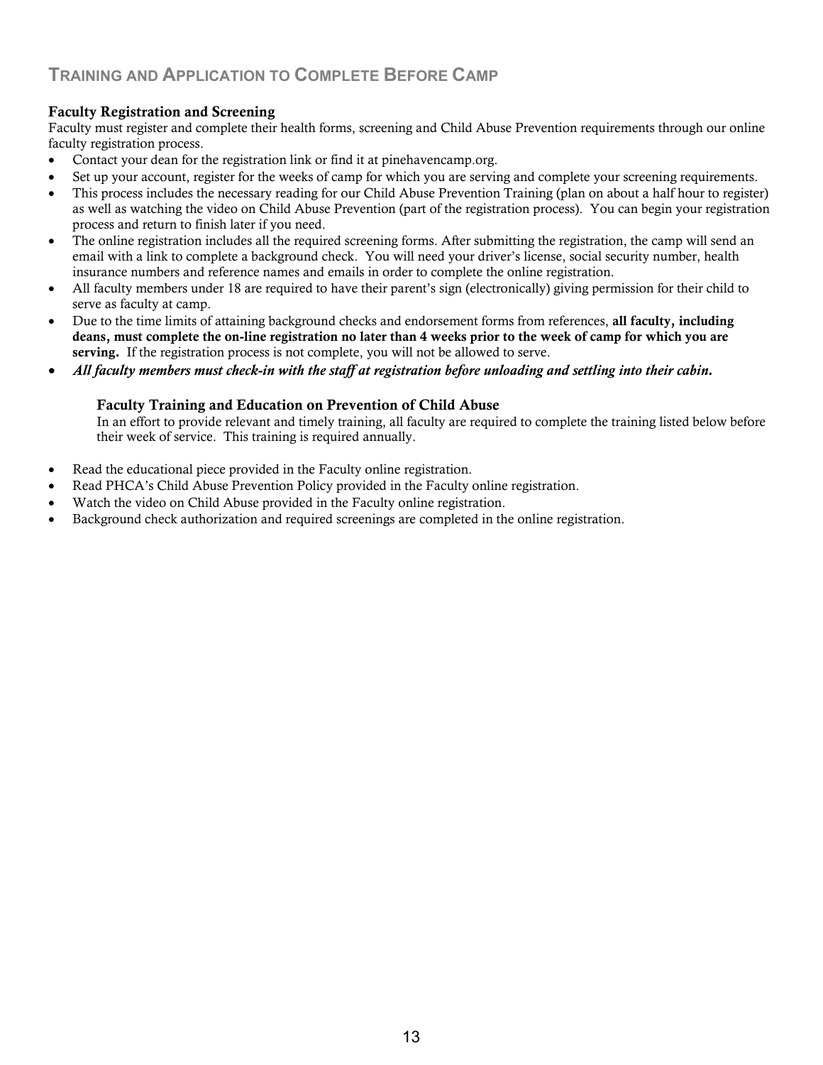## Training and Application to Complete Before Camp

### Faculty Registration and Screening

Faculty must register and complete their health forms, screening and Child Abuse Prevention requirements through our online faculty registration process.

- Contact your dean for the registration link or find it at pinehavencamp.org.
- Set up your account, register for the weeks of camp for which you are serving and complete your screening requirements.
- This process includes the necessary reading for our Child Abuse Prevention Training (plan on about a half hour to register) as well as watching the video on Child Abuse Prevention (part of the registration process). You can begin your registration process and return to finish later if you need.
- The online registration includes all the required screening forms. After submitting the registration, the camp will send an email with a link to complete a background check. You will need your driver's license, social security number, health insurance numbers and reference names and emails in order to complete the online registration.
- All faculty members under 18 are required to have their parent's sign (electronically) giving permission for their child to serve as faculty at camp.
- Due to the time limits of attaining background checks and endorsement forms from references, **all faculty, including deans, must complete the on-line registration no later than 4 weeks prior to the week of camp for which you are serving.** If the registration process is not complete, you will not be allowed to serve.
- ***All faculty members must check-in with the staff at registration before unloading and settling into their cabin.***

### Faculty Training and Education on Prevention of Child Abuse

In an effort to provide relevant and timely training, all faculty are required to complete the training listed below before their week of service. This training is required annually.

- Read the educational piece provided in the Faculty online registration.
- Read PHCA's Child Abuse Prevention Policy provided in the Faculty online registration.
- Watch the video on Child Abuse provided in the Faculty online registration.
- Background check authorization and required screenings are completed in the online registration.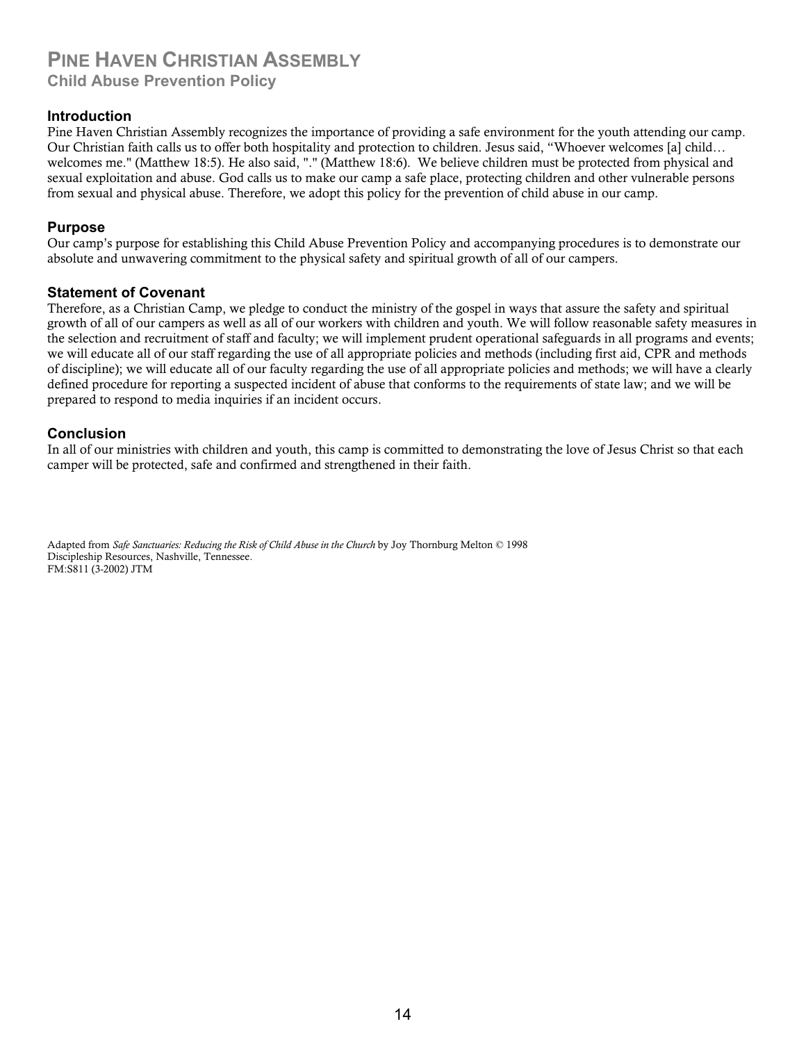# PINE HAVEN CHRISTIAN ASSEMBLY

## Child Abuse Prevention Policy

### Introduction

Pine Haven Christian Assembly recognizes the importance of providing a safe environment for the youth attending our camp. Our Christian faith calls us to offer both hospitality and protection to children. Jesus said, "Whoever welcomes [a] child… welcomes me." (Matthew 18:5). He also said, "." (Matthew 18:6). We believe children must be protected from physical and sexual exploitation and abuse. God calls us to make our camp a safe place, protecting children and other vulnerable persons from sexual and physical abuse. Therefore, we adopt this policy for the prevention of child abuse in our camp.

### Purpose

Our camp's purpose for establishing this Child Abuse Prevention Policy and accompanying procedures is to demonstrate our absolute and unwavering commitment to the physical safety and spiritual growth of all of our campers.

### Statement of Covenant

Therefore, as a Christian Camp, we pledge to conduct the ministry of the gospel in ways that assure the safety and spiritual growth of all of our campers as well as all of our workers with children and youth. We will follow reasonable safety measures in the selection and recruitment of staff and faculty; we will implement prudent operational safeguards in all programs and events; we will educate all of our staff regarding the use of all appropriate policies and methods (including first aid, CPR and methods of discipline); we will educate all of our faculty regarding the use of all appropriate policies and methods; we will have a clearly defined procedure for reporting a suspected incident of abuse that conforms to the requirements of state law; and we will be prepared to respond to media inquiries if an incident occurs.

### Conclusion

In all of our ministries with children and youth, this camp is committed to demonstrating the love of Jesus Christ so that each camper will be protected, safe and confirmed and strengthened in their faith.

Adapted from *Safe Sanctuaries: Reducing the Risk of Child Abuse in the Church* by Joy Thornburg Melton © 1998 Discipleship Resources, Nashville, Tennessee.
FM:S811 (3-2002) JTM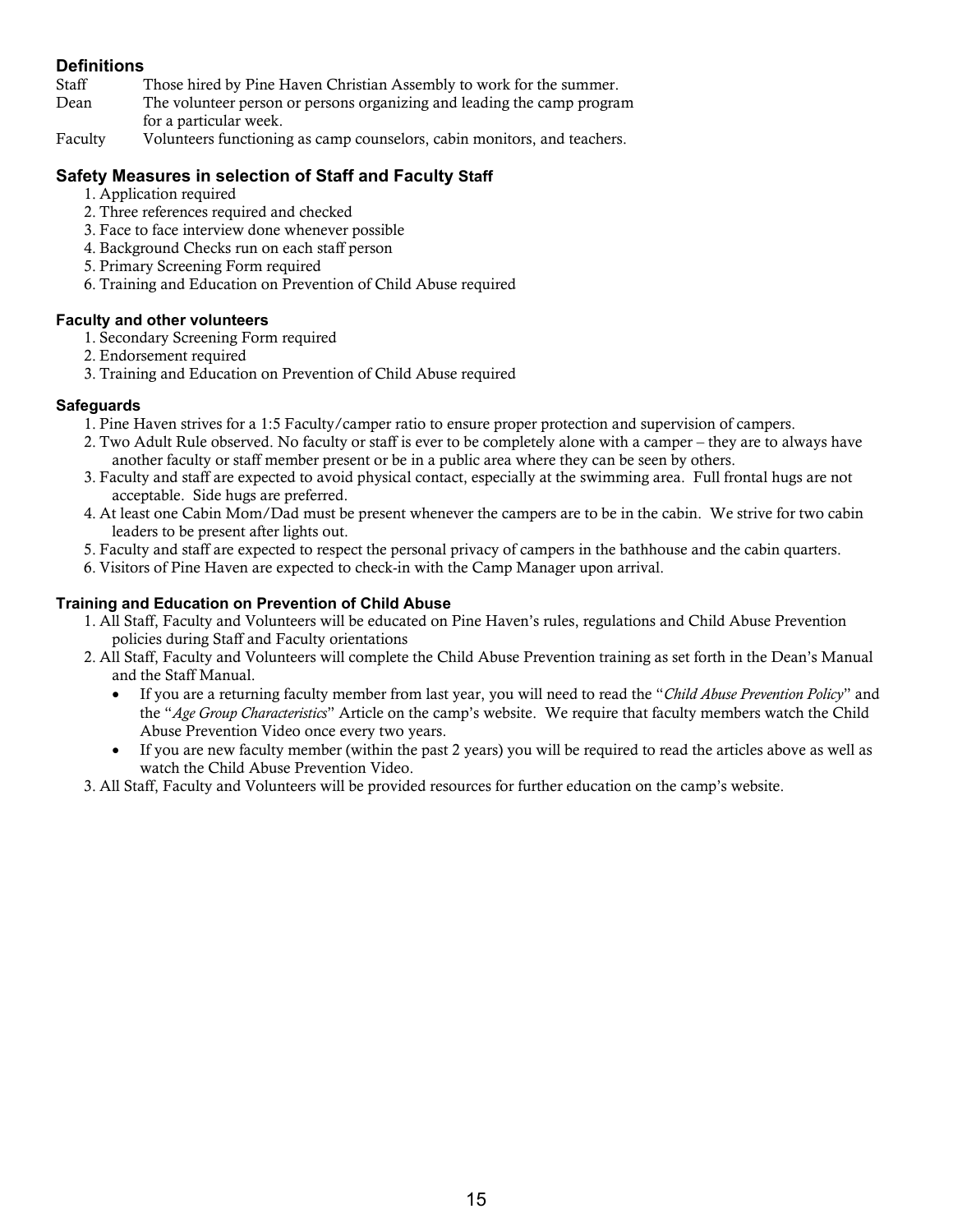## Definitions

| | |
|---|---|
| Staff | Those hired by Pine Haven Christian Assembly to work for the summer. |
| Dean | The volunteer person or persons organizing and leading the camp program for a particular week. |
| Faculty | Volunteers functioning as camp counselors, cabin monitors, and teachers. |

## Safety Measures in selection of Staff and Faculty

### Staff

1. Application required
2. Three references required and checked
3. Face to face interview done whenever possible
4. Background Checks run on each staff person
5. Primary Screening Form required
6. Training and Education on Prevention of Child Abuse required

### Faculty and other volunteers

1. Secondary Screening Form required
2. Endorsement required
3. Training and Education on Prevention of Child Abuse required

### Safeguards

1. Pine Haven strives for a 1:5 Faculty/camper ratio to ensure proper protection and supervision of campers.
2. Two Adult Rule observed. No faculty or staff is ever to be completely alone with a camper – they are to always have another faculty or staff member present or be in a public area where they can be seen by others.
3. Faculty and staff are expected to avoid physical contact, especially at the swimming area. Full frontal hugs are not acceptable. Side hugs are preferred.
4. At least one Cabin Mom/Dad must be present whenever the campers are to be in the cabin. We strive for two cabin leaders to be present after lights out.
5. Faculty and staff are expected to respect the personal privacy of campers in the bathhouse and the cabin quarters.
6. Visitors of Pine Haven are expected to check-in with the Camp Manager upon arrival.

### Training and Education on Prevention of Child Abuse

1. All Staff, Faculty and Volunteers will be educated on Pine Haven's rules, regulations and Child Abuse Prevention policies during Staff and Faculty orientations
2. All Staff, Faculty and Volunteers will complete the Child Abuse Prevention training as set forth in the Dean's Manual and the Staff Manual.
   - If you are a returning faculty member from last year, you will need to read the "*Child Abuse Prevention Policy*" and the "*Age Group Characteristics*" Article on the camp's website. We require that faculty members watch the Child Abuse Prevention Video once every two years.
   - If you are new faculty member (within the past 2 years) you will be required to read the articles above as well as watch the Child Abuse Prevention Video.
3. All Staff, Faculty and Volunteers will be provided resources for further education on the camp's website.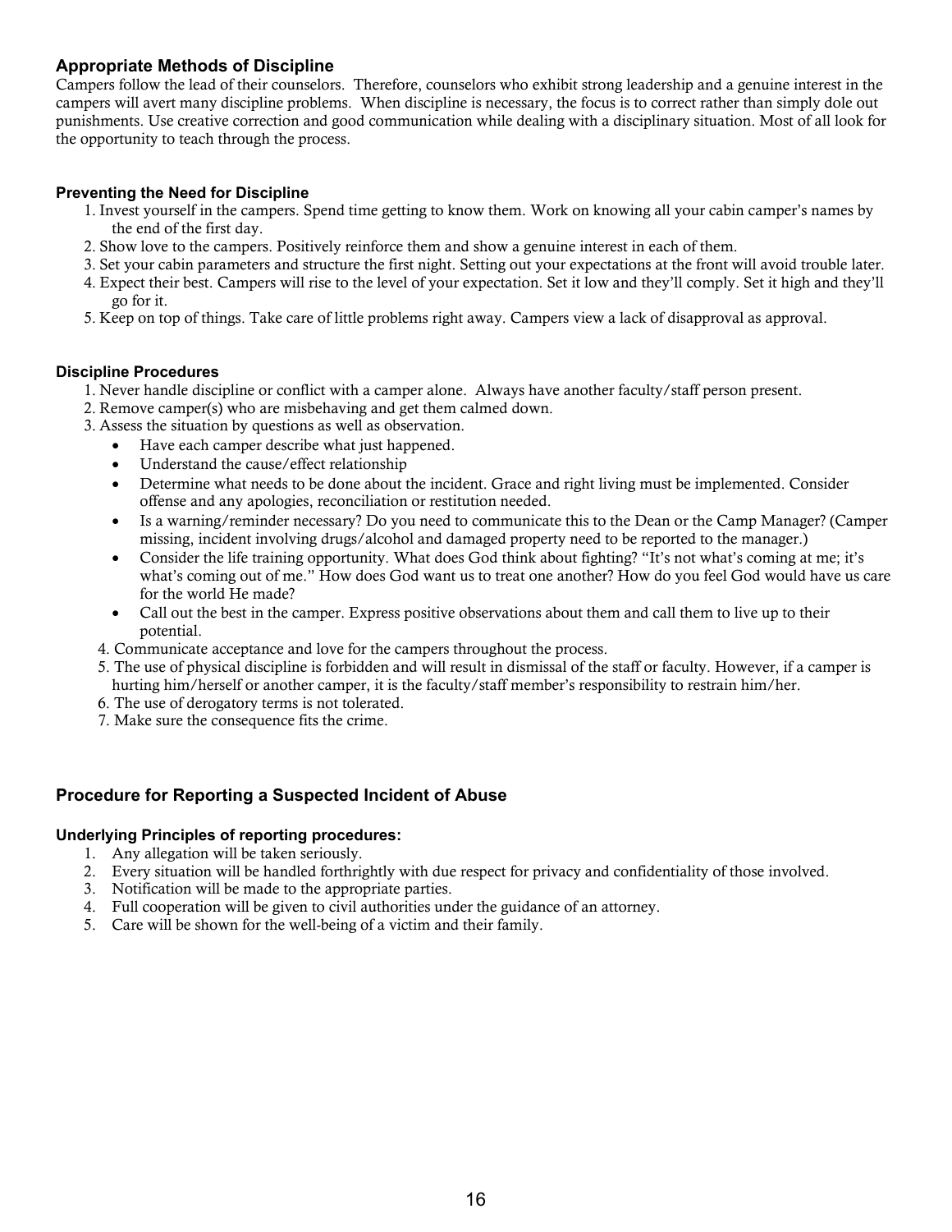## Appropriate Methods of Discipline

Campers follow the lead of their counselors. Therefore, counselors who exhibit strong leadership and a genuine interest in the campers will avert many discipline problems. When discipline is necessary, the focus is to correct rather than simply dole out punishments. Use creative correction and good communication while dealing with a disciplinary situation. Most of all look for the opportunity to teach through the process.

### Preventing the Need for Discipline

1. Invest yourself in the campers. Spend time getting to know them. Work on knowing all your cabin camper's names by the end of the first day.
2. Show love to the campers. Positively reinforce them and show a genuine interest in each of them.
3. Set your cabin parameters and structure the first night. Setting out your expectations at the front will avoid trouble later.
4. Expect their best. Campers will rise to the level of your expectation. Set it low and they'll comply. Set it high and they'll go for it.
5. Keep on top of things. Take care of little problems right away. Campers view a lack of disapproval as approval.

### Discipline Procedures

1. Never handle discipline or conflict with a camper alone. Always have another faculty/staff person present.
2. Remove camper(s) who are misbehaving and get them calmed down.
3. Assess the situation by questions as well as observation.
   - Have each camper describe what just happened.
   - Understand the cause/effect relationship
   - Determine what needs to be done about the incident. Grace and right living must be implemented. Consider offense and any apologies, reconciliation or restitution needed.
   - Is a warning/reminder necessary? Do you need to communicate this to the Dean or the Camp Manager? (Camper missing, incident involving drugs/alcohol and damaged property need to be reported to the manager.)
   - Consider the life training opportunity. What does God think about fighting? "It's not what's coming at me; it's what's coming out of me." How does God want us to treat one another? How do you feel God would have us care for the world He made?
   - Call out the best in the camper. Express positive observations about them and call them to live up to their potential.
4. Communicate acceptance and love for the campers throughout the process.
5. The use of physical discipline is forbidden and will result in dismissal of the staff or faculty. However, if a camper is hurting him/herself or another camper, it is the faculty/staff member's responsibility to restrain him/her.
6. The use of derogatory terms is not tolerated.
7. Make sure the consequence fits the crime.

## Procedure for Reporting a Suspected Incident of Abuse

### Underlying Principles of reporting procedures:

1. Any allegation will be taken seriously.
2. Every situation will be handled forthrightly with due respect for privacy and confidentiality of those involved.
3. Notification will be made to the appropriate parties.
4. Full cooperation will be given to civil authorities under the guidance of an attorney.
5. Care will be shown for the well-being of a victim and their family.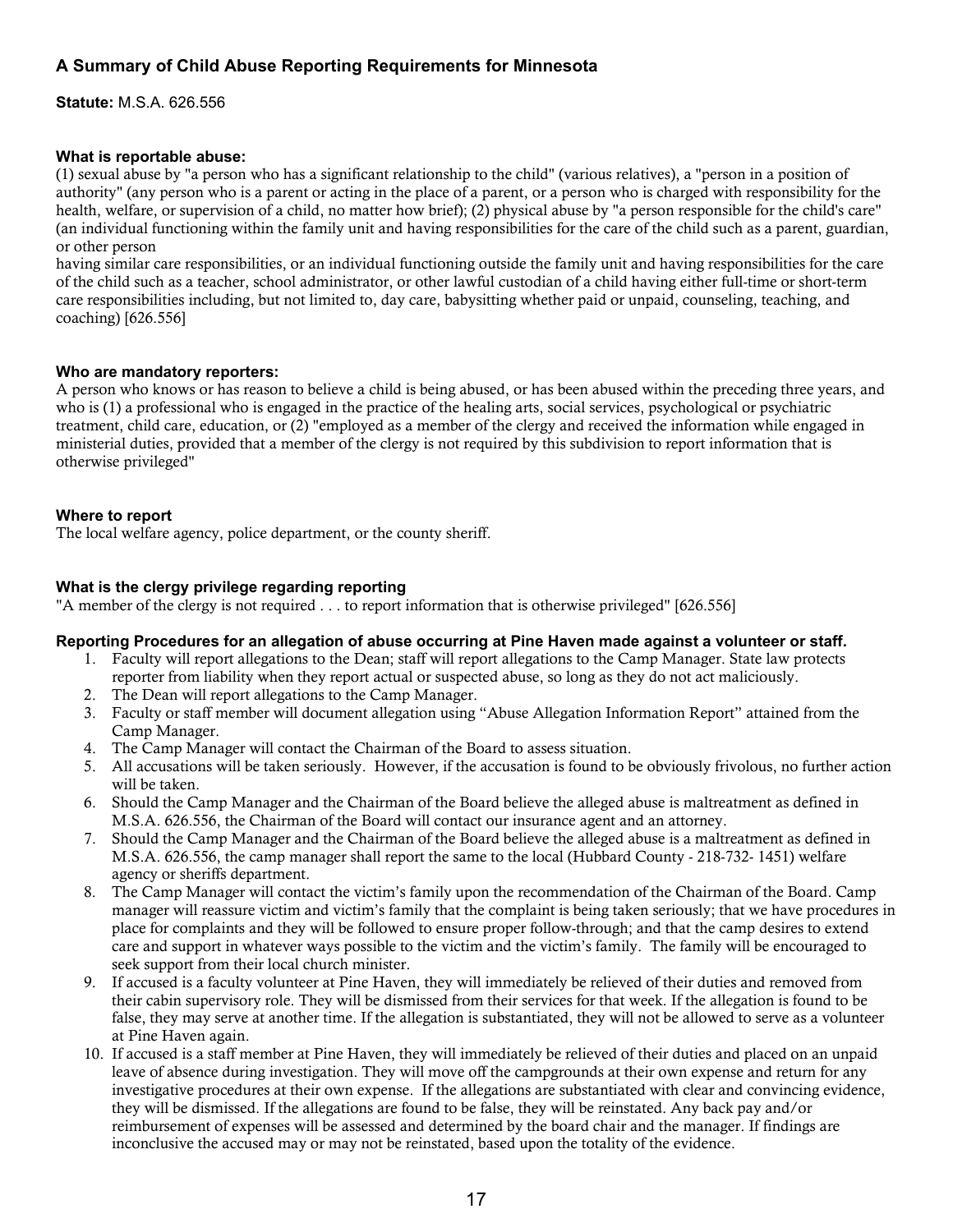## A Summary of Child Abuse Reporting Requirements for Minnesota

**Statute:** M.S.A. 626.556

**What is reportable abuse:**
(1) sexual abuse by "a person who has a significant relationship to the child" (various relatives), a "person in a position of authority" (any person who is a parent or acting in the place of a parent, or a person who is charged with responsibility for the health, welfare, or supervision of a child, no matter how brief); (2) physical abuse by "a person responsible for the child's care" (an individual functioning within the family unit and having responsibilities for the care of the child such as a parent, guardian, or other person
having similar care responsibilities, or an individual functioning outside the family unit and having responsibilities for the care of the child such as a teacher, school administrator, or other lawful custodian of a child having either full-time or short-term care responsibilities including, but not limited to, day care, babysitting whether paid or unpaid, counseling, teaching, and coaching) [626.556]

**Who are mandatory reporters:**
A person who knows or has reason to believe a child is being abused, or has been abused within the preceding three years, and who is (1) a professional who is engaged in the practice of the healing arts, social services, psychological or psychiatric treatment, child care, education, or (2) "employed as a member of the clergy and received the information while engaged in ministerial duties, provided that a member of the clergy is not required by this subdivision to report information that is otherwise privileged"

**Where to report**
The local welfare agency, police department, or the county sheriff.

**What is the clergy privilege regarding reporting**
"A member of the clergy is not required . . . to report information that is otherwise privileged" [626.556]

**Reporting Procedures for an allegation of abuse occurring at Pine Haven made against a volunteer or staff.**

1. Faculty will report allegations to the Dean; staff will report allegations to the Camp Manager. State law protects reporter from liability when they report actual or suspected abuse, so long as they do not act maliciously.
2. The Dean will report allegations to the Camp Manager.
3. Faculty or staff member will document allegation using "Abuse Allegation Information Report" attained from the Camp Manager.
4. The Camp Manager will contact the Chairman of the Board to assess situation.
5. All accusations will be taken seriously. However, if the accusation is found to be obviously frivolous, no further action will be taken.
6. Should the Camp Manager and the Chairman of the Board believe the alleged abuse is maltreatment as defined in M.S.A. 626.556, the Chairman of the Board will contact our insurance agent and an attorney.
7. Should the Camp Manager and the Chairman of the Board believe the alleged abuse is a maltreatment as defined in M.S.A. 626.556, the camp manager shall report the same to the local (Hubbard County - 218-732- 1451) welfare agency or sheriffs department.
8. The Camp Manager will contact the victim's family upon the recommendation of the Chairman of the Board. Camp manager will reassure victim and victim's family that the complaint is being taken seriously; that we have procedures in place for complaints and they will be followed to ensure proper follow-through; and that the camp desires to extend care and support in whatever ways possible to the victim and the victim's family. The family will be encouraged to seek support from their local church minister.
9. If accused is a faculty volunteer at Pine Haven, they will immediately be relieved of their duties and removed from their cabin supervisory role. They will be dismissed from their services for that week. If the allegation is found to be false, they may serve at another time. If the allegation is substantiated, they will not be allowed to serve as a volunteer at Pine Haven again.
10. If accused is a staff member at Pine Haven, they will immediately be relieved of their duties and placed on an unpaid leave of absence during investigation. They will move off the campgrounds at their own expense and return for any investigative procedures at their own expense. If the allegations are substantiated with clear and convincing evidence, they will be dismissed. If the allegations are found to be false, they will be reinstated. Any back pay and/or reimbursement of expenses will be assessed and determined by the board chair and the manager. If findings are inconclusive the accused may or may not be reinstated, based upon the totality of the evidence.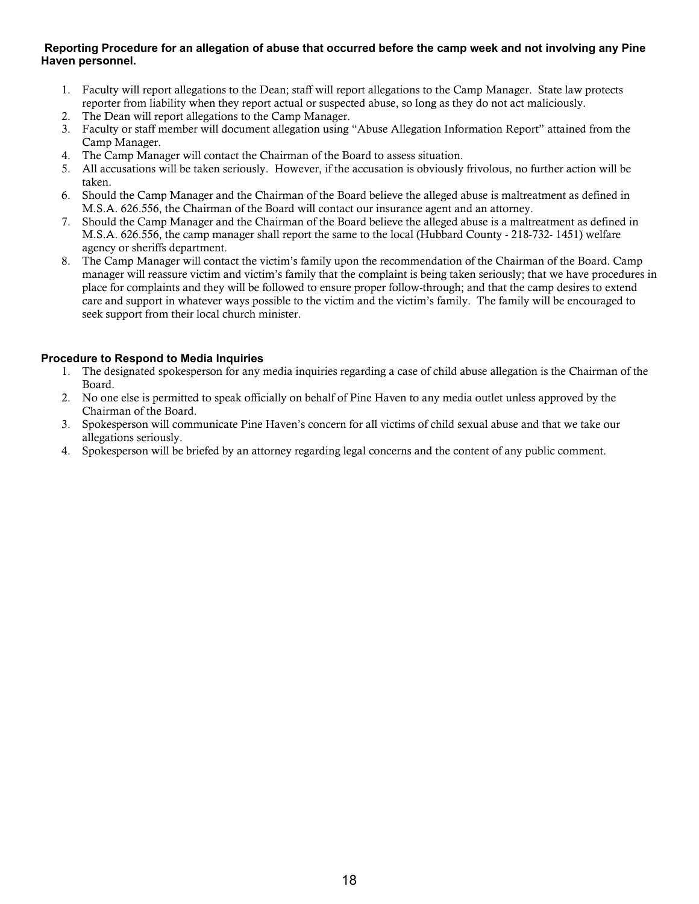**Reporting Procedure for an allegation of abuse that occurred before the camp week and not involving any Pine Haven personnel.**

1. Faculty will report allegations to the Dean; staff will report allegations to the Camp Manager. State law protects reporter from liability when they report actual or suspected abuse, so long as they do not act maliciously.
2. The Dean will report allegations to the Camp Manager.
3. Faculty or staff member will document allegation using "Abuse Allegation Information Report" attained from the Camp Manager.
4. The Camp Manager will contact the Chairman of the Board to assess situation.
5. All accusations will be taken seriously. However, if the accusation is obviously frivolous, no further action will be taken.
6. Should the Camp Manager and the Chairman of the Board believe the alleged abuse is maltreatment as defined in M.S.A. 626.556, the Chairman of the Board will contact our insurance agent and an attorney.
7. Should the Camp Manager and the Chairman of the Board believe the alleged abuse is a maltreatment as defined in M.S.A. 626.556, the camp manager shall report the same to the local (Hubbard County - 218-732- 1451) welfare agency or sheriffs department.
8. The Camp Manager will contact the victim's family upon the recommendation of the Chairman of the Board. Camp manager will reassure victim and victim's family that the complaint is being taken seriously; that we have procedures in place for complaints and they will be followed to ensure proper follow-through; and that the camp desires to extend care and support in whatever ways possible to the victim and the victim's family. The family will be encouraged to seek support from their local church minister.

**Procedure to Respond to Media Inquiries**

1. The designated spokesperson for any media inquiries regarding a case of child abuse allegation is the Chairman of the Board.
2. No one else is permitted to speak officially on behalf of Pine Haven to any media outlet unless approved by the Chairman of the Board.
3. Spokesperson will communicate Pine Haven's concern for all victims of child sexual abuse and that we take our allegations seriously.
4. Spokesperson will be briefed by an attorney regarding legal concerns and the content of any public comment.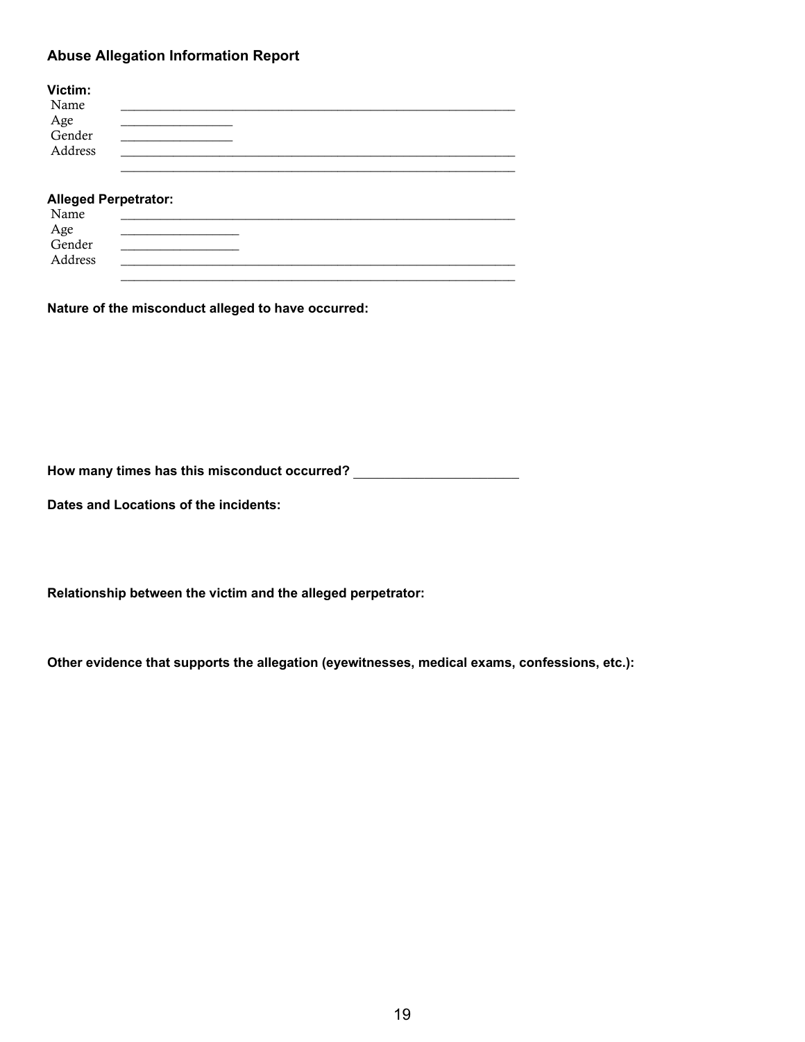## Abuse Allegation Information Report

**Victim:**

Name ____________________________________________________________

Age __________________

Gender __________________

Address ____________________________________________________________

____________________________________________________________

**Alleged Perpetrator:**

Name ____________________________________________________________

Age __________________

Gender __________________

Address ____________________________________________________________

____________________________________________________________

**Nature of the misconduct alleged to have occurred:**

**How many times has this misconduct occurred?** ______________________

**Dates and Locations of the incidents:**

**Relationship between the victim and the alleged perpetrator:**

**Other evidence that supports the allegation (eyewitnesses, medical exams, confessions, etc.):**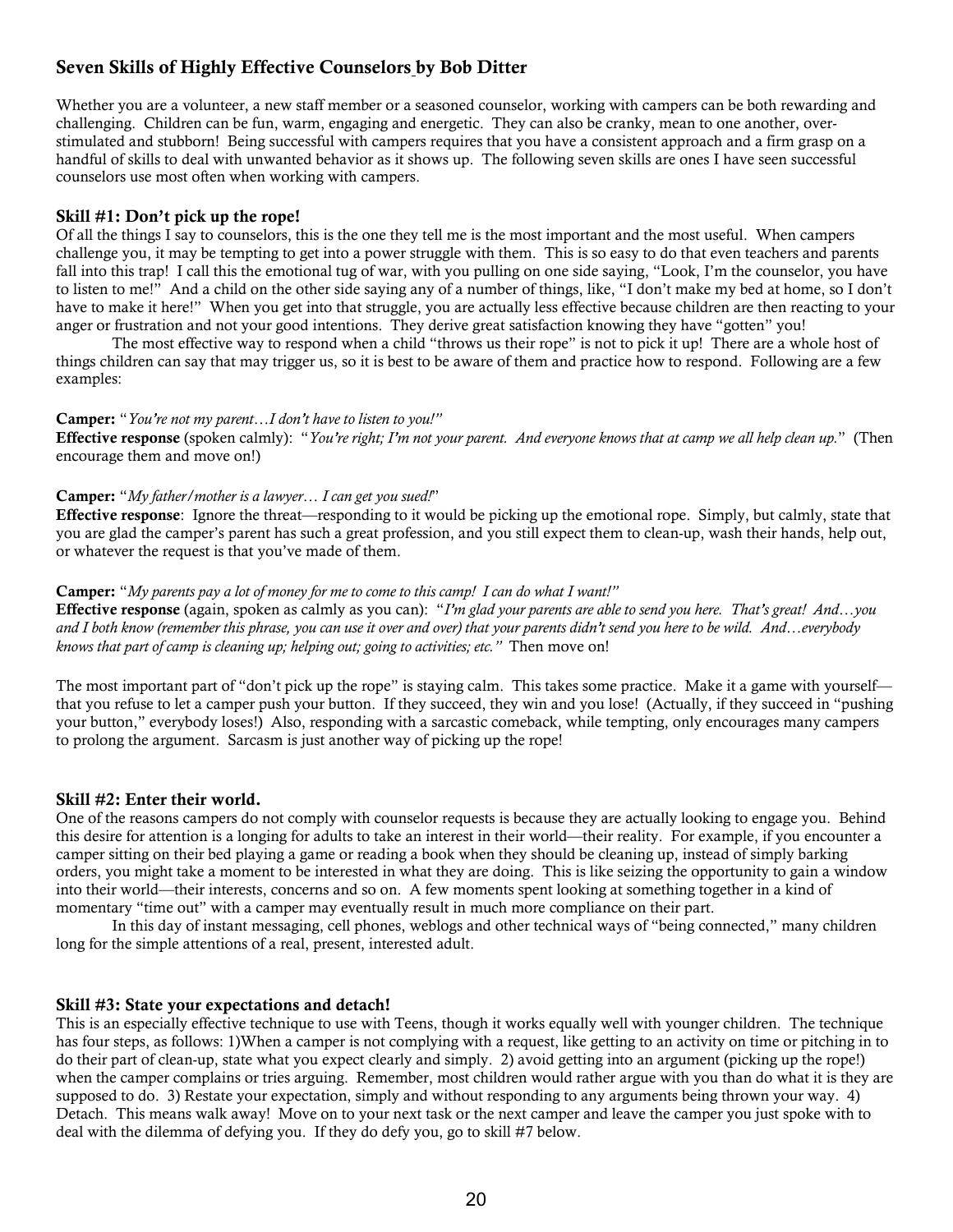## Seven Skills of Highly Effective Counselors by Bob Ditter

Whether you are a volunteer, a new staff member or a seasoned counselor, working with campers can be both rewarding and challenging. Children can be fun, warm, engaging and energetic. They can also be cranky, mean to one another, over-stimulated and stubborn! Being successful with campers requires that you have a consistent approach and a firm grasp on a handful of skills to deal with unwanted behavior as it shows up. The following seven skills are ones I have seen successful counselors use most often when working with campers.

### Skill #1: Don't pick up the rope!

Of all the things I say to counselors, this is the one they tell me is the most important and the most useful. When campers challenge you, it may be tempting to get into a power struggle with them. This is so easy to do that even teachers and parents fall into this trap! I call this the emotional tug of war, with you pulling on one side saying, "Look, I'm the counselor, you have to listen to me!" And a child on the other side saying any of a number of things, like, "I don't make my bed at home, so I don't have to make it here!" When you get into that struggle, you are actually less effective because children are then reacting to your anger or frustration and not your good intentions. They derive great satisfaction knowing they have "gotten" you!

The most effective way to respond when a child "throws us their rope" is not to pick it up! There are a whole host of things children can say that may trigger us, so it is best to be aware of them and practice how to respond. Following are a few examples:

**Camper:** "*You're not my parent…I don't have to listen to you!"*
**Effective response** (spoken calmly): "*You're right; I'm not your parent. And everyone knows that at camp we all help clean up.*" (Then encourage them and move on!)

**Camper:** "*My father/mother is a lawyer… I can get you sued!*"
**Effective response**: Ignore the threat—responding to it would be picking up the emotional rope. Simply, but calmly, state that you are glad the camper's parent has such a great profession, and you still expect them to clean-up, wash their hands, help out, or whatever the request is that you've made of them.

**Camper:** "*My parents pay a lot of money for me to come to this camp! I can do what I want!"*
**Effective response** (again, spoken as calmly as you can): "*I'm glad your parents are able to send you here. That's great! And…you and I both know (remember this phrase, you can use it over and over) that your parents didn't send you here to be wild. And…everybody knows that part of camp is cleaning up; helping out; going to activities; etc."* Then move on!

The most important part of "don't pick up the rope" is staying calm. This takes some practice. Make it a game with yourself—that you refuse to let a camper push your button. If they succeed, they win and you lose! (Actually, if they succeed in "pushing your button," everybody loses!) Also, responding with a sarcastic comeback, while tempting, only encourages many campers to prolong the argument. Sarcasm is just another way of picking up the rope!

### Skill #2: Enter their world.

One of the reasons campers do not comply with counselor requests is because they are actually looking to engage you. Behind this desire for attention is a longing for adults to take an interest in their world—their reality. For example, if you encounter a camper sitting on their bed playing a game or reading a book when they should be cleaning up, instead of simply barking orders, you might take a moment to be interested in what they are doing. This is like seizing the opportunity to gain a window into their world—their interests, concerns and so on. A few moments spent looking at something together in a kind of momentary "time out" with a camper may eventually result in much more compliance on their part.

In this day of instant messaging, cell phones, weblogs and other technical ways of "being connected," many children long for the simple attentions of a real, present, interested adult.

### Skill #3: State your expectations and detach!

This is an especially effective technique to use with Teens, though it works equally well with younger children. The technique has four steps, as follows: 1)When a camper is not complying with a request, like getting to an activity on time or pitching in to do their part of clean-up, state what you expect clearly and simply. 2) avoid getting into an argument (picking up the rope!) when the camper complains or tries arguing. Remember, most children would rather argue with you than do what it is they are supposed to do. 3) Restate your expectation, simply and without responding to any arguments being thrown your way. 4) Detach. This means walk away! Move on to your next task or the next camper and leave the camper you just spoke with to deal with the dilemma of defying you. If they do defy you, go to skill #7 below.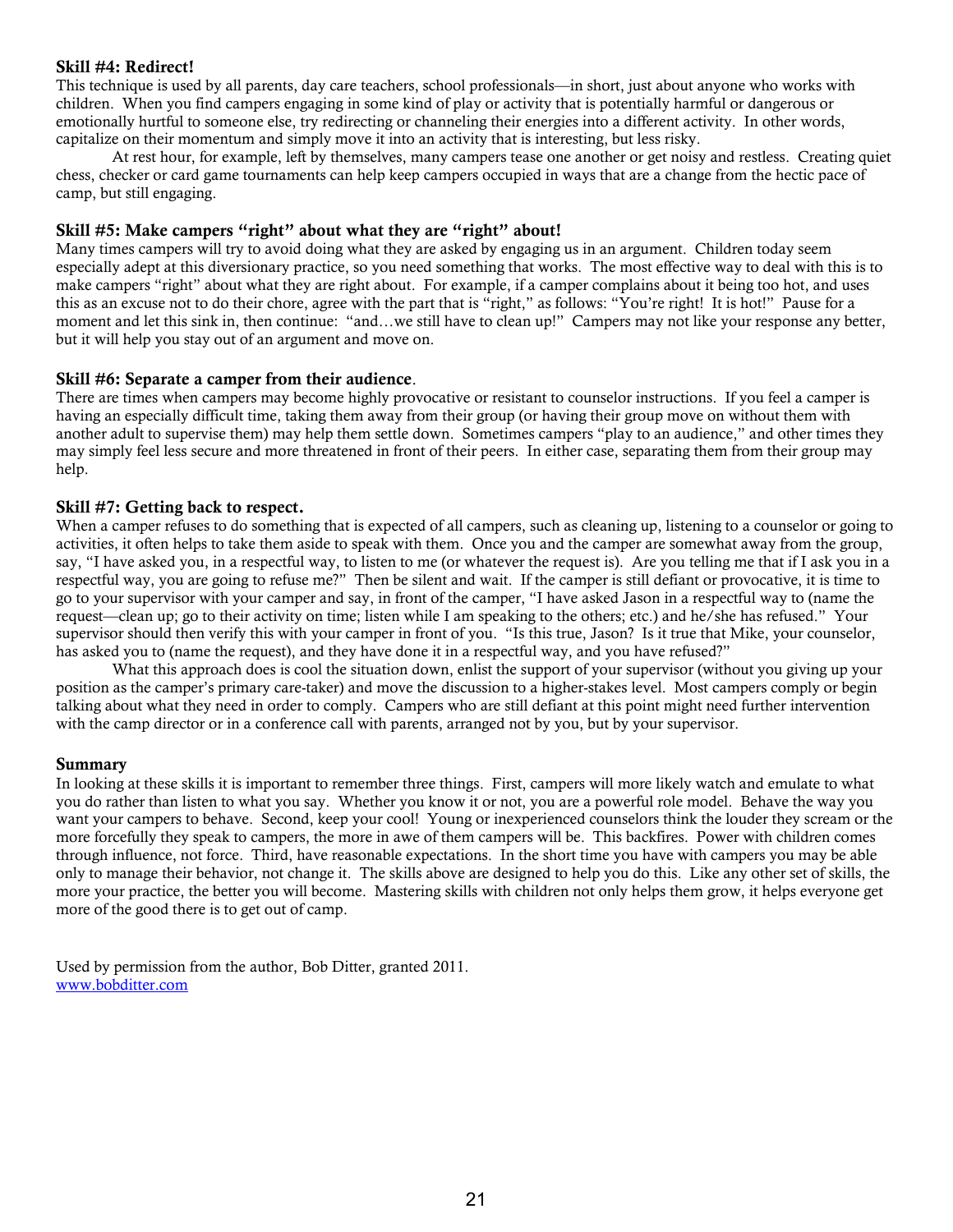### Skill #4: Redirect!

This technique is used by all parents, day care teachers, school professionals—in short, just about anyone who works with children. When you find campers engaging in some kind of play or activity that is potentially harmful or dangerous or emotionally hurtful to someone else, try redirecting or channeling their energies into a different activity. In other words, capitalize on their momentum and simply move it into an activity that is interesting, but less risky.

At rest hour, for example, left by themselves, many campers tease one another or get noisy and restless. Creating quiet chess, checker or card game tournaments can help keep campers occupied in ways that are a change from the hectic pace of camp, but still engaging.

### Skill #5: Make campers "right" about what they are "right" about!

Many times campers will try to avoid doing what they are asked by engaging us in an argument. Children today seem especially adept at this diversionary practice, so you need something that works. The most effective way to deal with this is to make campers "right" about what they are right about. For example, if a camper complains about it being too hot, and uses this as an excuse not to do their chore, agree with the part that is "right," as follows: "You're right! It is hot!" Pause for a moment and let this sink in, then continue: "and…we still have to clean up!" Campers may not like your response any better, but it will help you stay out of an argument and move on.

### Skill #6: Separate a camper from their audience.

There are times when campers may become highly provocative or resistant to counselor instructions. If you feel a camper is having an especially difficult time, taking them away from their group (or having their group move on without them with another adult to supervise them) may help them settle down. Sometimes campers "play to an audience," and other times they may simply feel less secure and more threatened in front of their peers. In either case, separating them from their group may help.

### Skill #7: Getting back to respect.

When a camper refuses to do something that is expected of all campers, such as cleaning up, listening to a counselor or going to activities, it often helps to take them aside to speak with them. Once you and the camper are somewhat away from the group, say, "I have asked you, in a respectful way, to listen to me (or whatever the request is). Are you telling me that if I ask you in a respectful way, you are going to refuse me?" Then be silent and wait. If the camper is still defiant or provocative, it is time to go to your supervisor with your camper and say, in front of the camper, "I have asked Jason in a respectful way to (name the request—clean up; go to their activity on time; listen while I am speaking to the others; etc.) and he/she has refused." Your supervisor should then verify this with your camper in front of you. "Is this true, Jason? Is it true that Mike, your counselor, has asked you to (name the request), and they have done it in a respectful way, and you have refused?"

What this approach does is cool the situation down, enlist the support of your supervisor (without you giving up your position as the camper's primary care-taker) and move the discussion to a higher-stakes level. Most campers comply or begin talking about what they need in order to comply. Campers who are still defiant at this point might need further intervention with the camp director or in a conference call with parents, arranged not by you, but by your supervisor.

### Summary

In looking at these skills it is important to remember three things. First, campers will more likely watch and emulate to what you do rather than listen to what you say. Whether you know it or not, you are a powerful role model. Behave the way you want your campers to behave. Second, keep your cool! Young or inexperienced counselors think the louder they scream or the more forcefully they speak to campers, the more in awe of them campers will be. This backfires. Power with children comes through influence, not force. Third, have reasonable expectations. In the short time you have with campers you may be able only to manage their behavior, not change it. The skills above are designed to help you do this. Like any other set of skills, the more your practice, the better you will become. Mastering skills with children not only helps them grow, it helps everyone get more of the good there is to get out of camp.

Used by permission from the author, Bob Ditter, granted 2011.
[www.bobditter.com](www.bobditter.com)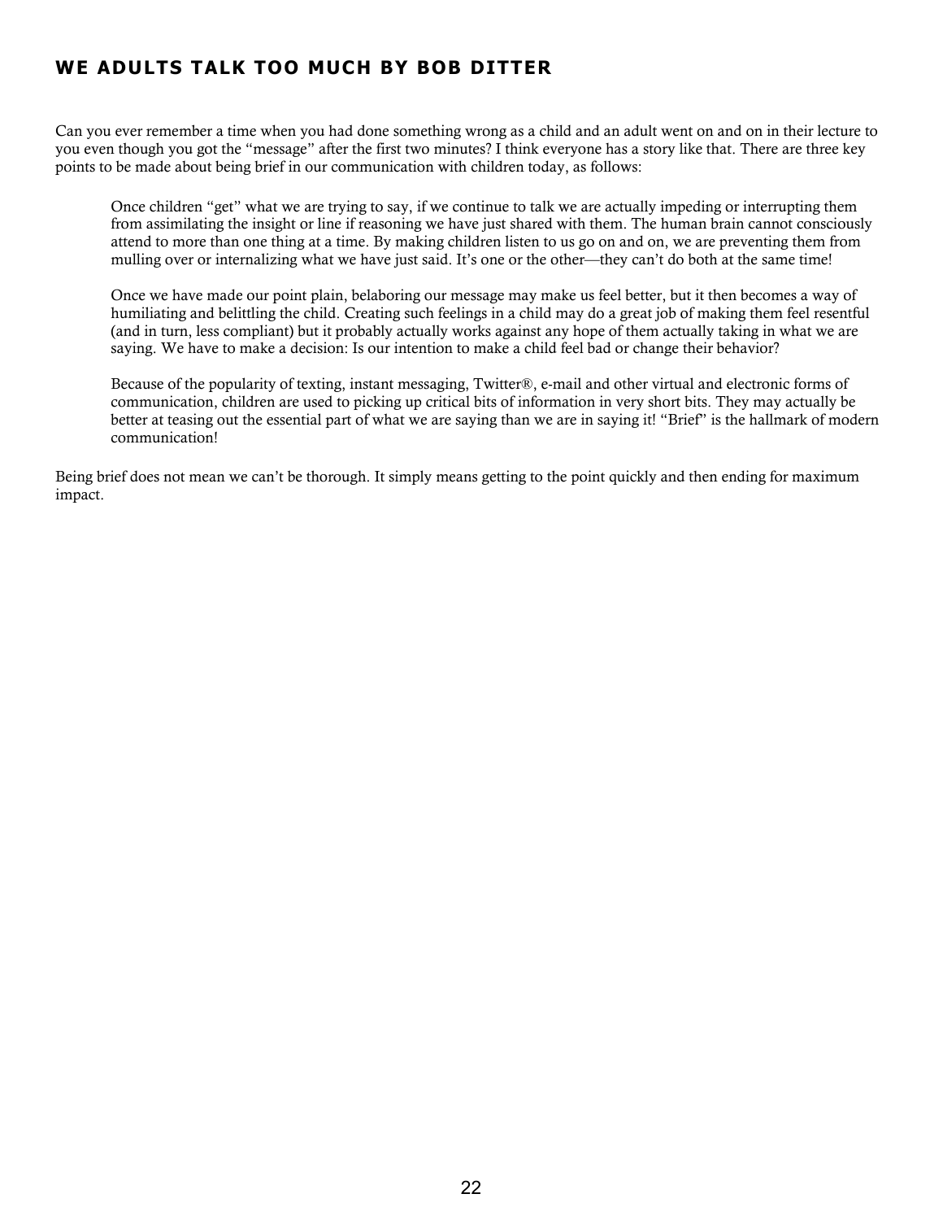## WE ADULTS TALK TOO MUCH BY BOB DITTER

Can you ever remember a time when you had done something wrong as a child and an adult went on and on in their lecture to you even though you got the "message" after the first two minutes? I think everyone has a story like that. There are three key points to be made about being brief in our communication with children today, as follows:

> Once children "get" what we are trying to say, if we continue to talk we are actually impeding or interrupting them from assimilating the insight or line if reasoning we have just shared with them. The human brain cannot consciously attend to more than one thing at a time. By making children listen to us go on and on, we are preventing them from mulling over or internalizing what we have just said. It's one or the other—they can't do both at the same time!
>
> Once we have made our point plain, belaboring our message may make us feel better, but it then becomes a way of humiliating and belittling the child. Creating such feelings in a child may do a great job of making them feel resentful (and in turn, less compliant) but it probably actually works against any hope of them actually taking in what we are saying. We have to make a decision: Is our intention to make a child feel bad or change their behavior?
>
> Because of the popularity of texting, instant messaging, Twitter®, e-mail and other virtual and electronic forms of communication, children are used to picking up critical bits of information in very short bits. They may actually be better at teasing out the essential part of what we are saying than we are in saying it! "Brief" is the hallmark of modern communication!

Being brief does not mean we can't be thorough. It simply means getting to the point quickly and then ending for maximum impact.